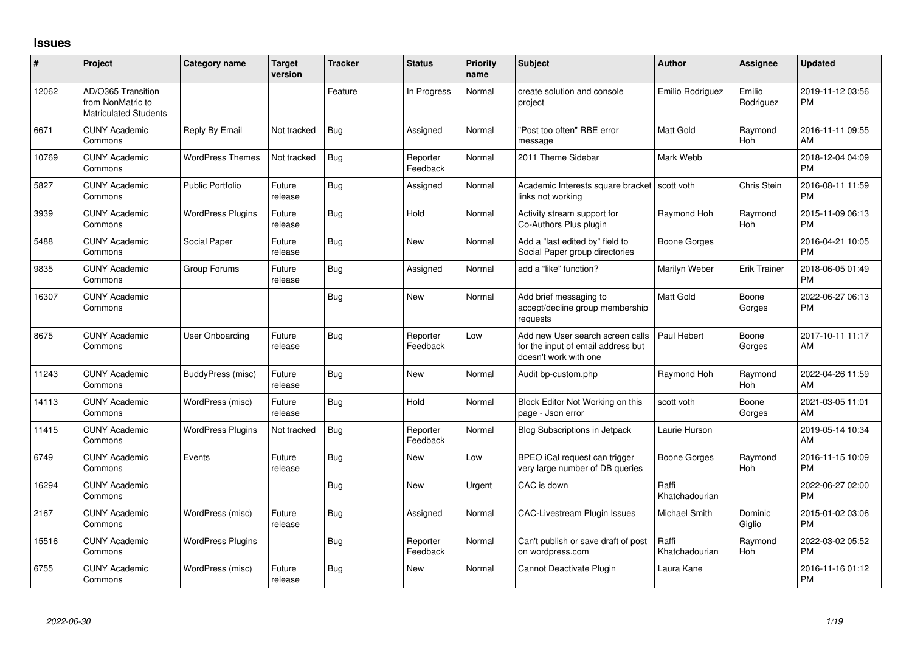## Issues

| # | Project | Category name | Target version | Tracker | Status | Priority name | Subject | Author | Assignee | Updated |
|---|---|---|---|---|---|---|---|---|---|---|
| 12062 | AD/O365 Transition from NonMatric to Matriculated Students | | | Feature | In Progress | Normal | create solution and console project | Emilio Rodriguez | Emilio Rodriguez | 2019-11-12 03:56 PM |
| 6671 | CUNY Academic Commons | Reply By Email | Not tracked | Bug | Assigned | Normal | "Post too often" RBE error message | Matt Gold | Raymond Hoh | 2016-11-11 09:55 AM |
| 10769 | CUNY Academic Commons | WordPress Themes | Not tracked | Bug | Reporter Feedback | Normal | 2011 Theme Sidebar | Mark Webb | | 2018-12-04 04:09 PM |
| 5827 | CUNY Academic Commons | Public Portfolio | Future release | Bug | Assigned | Normal | Academic Interests square bracket links not working | scott voth | Chris Stein | 2016-08-11 11:59 PM |
| 3939 | CUNY Academic Commons | WordPress Plugins | Future release | Bug | Hold | Normal | Activity stream support for Co-Authors Plus plugin | Raymond Hoh | Raymond Hoh | 2015-11-09 06:13 PM |
| 5488 | CUNY Academic Commons | Social Paper | Future release | Bug | New | Normal | Add a "last edited by" field to Social Paper group directories | Boone Gorges | | 2016-04-21 10:05 PM |
| 9835 | CUNY Academic Commons | Group Forums | Future release | Bug | Assigned | Normal | add a "like" function? | Marilyn Weber | Erik Trainer | 2018-06-05 01:49 PM |
| 16307 | CUNY Academic Commons | | | Bug | New | Normal | Add brief messaging to accept/decline group membership requests | Matt Gold | Boone Gorges | 2022-06-27 06:13 PM |
| 8675 | CUNY Academic Commons | User Onboarding | Future release | Bug | Reporter Feedback | Low | Add new User search screen calls for the input of email address but doesn't work with one | Paul Hebert | Boone Gorges | 2017-10-11 11:17 AM |
| 11243 | CUNY Academic Commons | BuddyPress (misc) | Future release | Bug | New | Normal | Audit bp-custom.php | Raymond Hoh | Raymond Hoh | 2022-04-26 11:59 AM |
| 14113 | CUNY Academic Commons | WordPress (misc) | Future release | Bug | Hold | Normal | Block Editor Not Working on this page - Json error | scott voth | Boone Gorges | 2021-03-05 11:01 AM |
| 11415 | CUNY Academic Commons | WordPress Plugins | Not tracked | Bug | Reporter Feedback | Normal | Blog Subscriptions in Jetpack | Laurie Hurson | | 2019-05-14 10:34 AM |
| 6749 | CUNY Academic Commons | Events | Future release | Bug | New | Low | BPEO iCal request can trigger very large number of DB queries | Boone Gorges | Raymond Hoh | 2016-11-15 10:09 PM |
| 16294 | CUNY Academic Commons | | | Bug | New | Urgent | CAC is down | Raffi Khatchadourian | | 2022-06-27 02:00 PM |
| 2167 | CUNY Academic Commons | WordPress (misc) | Future release | Bug | Assigned | Normal | CAC-Livestream Plugin Issues | Michael Smith | Dominic Giglio | 2015-01-02 03:06 PM |
| 15516 | CUNY Academic Commons | WordPress Plugins | | Bug | Reporter Feedback | Normal | Can't publish or save draft of post on wordpress.com | Raffi Khatchadourian | Raymond Hoh | 2022-03-02 05:52 PM |
| 6755 | CUNY Academic Commons | WordPress (misc) | Future release | Bug | New | Normal | Cannot Deactivate Plugin | Laura Kane | | 2016-11-16 01:12 PM |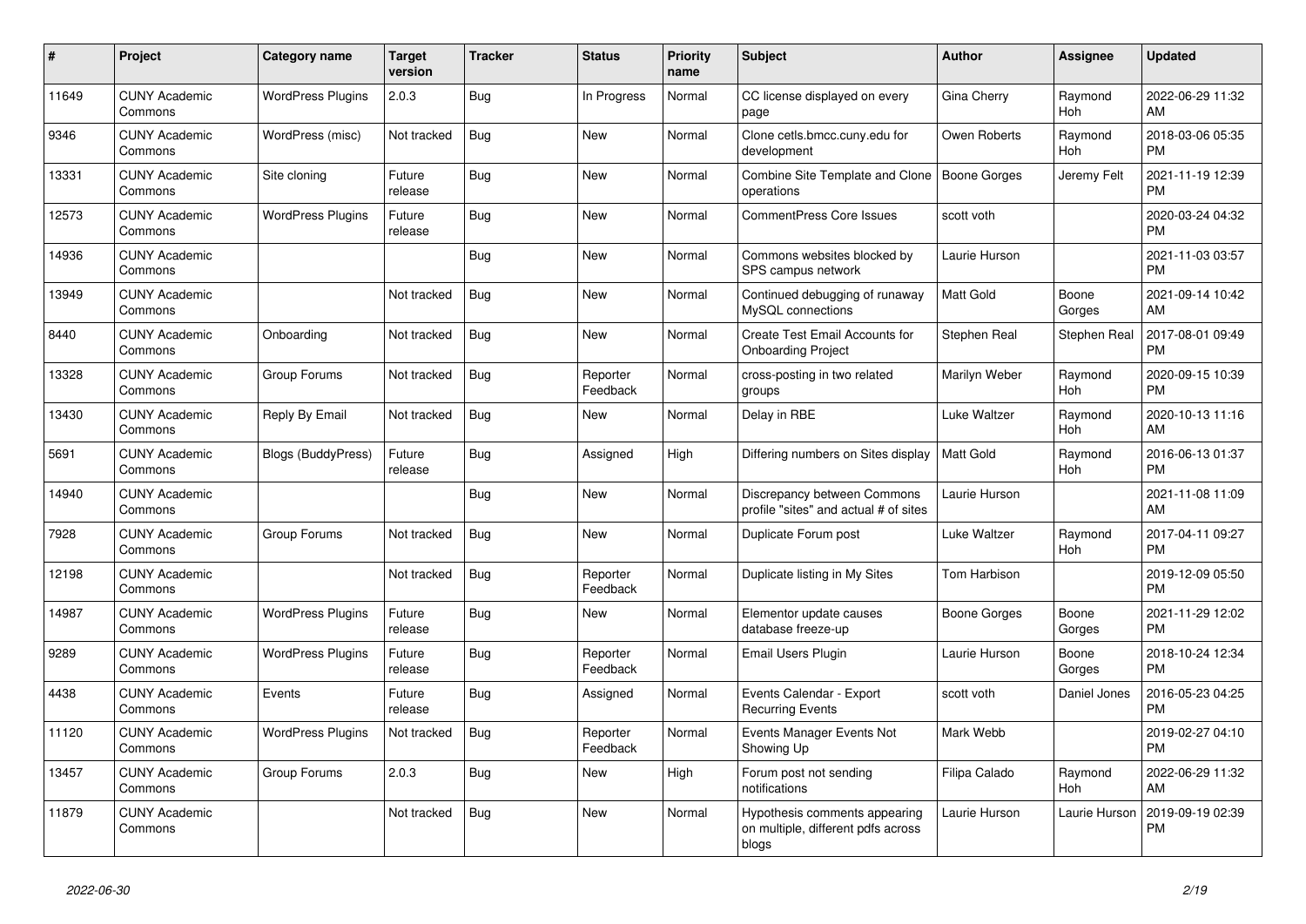| # | Project | Category name | Target version | Tracker | Status | Priority name | Subject | Author | Assignee | Updated |
|---|---|---|---|---|---|---|---|---|---|---|
| 11649 | CUNY Academic Commons | WordPress Plugins | 2.0.3 | Bug | In Progress | Normal | CC license displayed on every page | Gina Cherry | Raymond Hoh | 2022-06-29 11:32 AM |
| 9346 | CUNY Academic Commons | WordPress (misc) | Not tracked | Bug | New | Normal | Clone cetls.bmcc.cuny.edu for development | Owen Roberts | Raymond Hoh | 2018-03-06 05:35 PM |
| 13331 | CUNY Academic Commons | Site cloning | Future release | Bug | New | Normal | Combine Site Template and Clone operations | Boone Gorges | Jeremy Felt | 2021-11-19 12:39 PM |
| 12573 | CUNY Academic Commons | WordPress Plugins | Future release | Bug | New | Normal | CommentPress Core Issues | scott voth | | 2020-03-24 04:32 PM |
| 14936 | CUNY Academic Commons | | | Bug | New | Normal | Commons websites blocked by SPS campus network | Laurie Hurson | | 2021-11-03 03:57 PM |
| 13949 | CUNY Academic Commons | | Not tracked | Bug | New | Normal | Continued debugging of runaway MySQL connections | Matt Gold | Boone Gorges | 2021-09-14 10:42 AM |
| 8440 | CUNY Academic Commons | Onboarding | Not tracked | Bug | New | Normal | Create Test Email Accounts for Onboarding Project | Stephen Real | Stephen Real | 2017-08-01 09:49 PM |
| 13328 | CUNY Academic Commons | Group Forums | Not tracked | Bug | Reporter Feedback | Normal | cross-posting in two related groups | Marilyn Weber | Raymond Hoh | 2020-09-15 10:39 PM |
| 13430 | CUNY Academic Commons | Reply By Email | Not tracked | Bug | New | Normal | Delay in RBE | Luke Waltzer | Raymond Hoh | 2020-10-13 11:16 AM |
| 5691 | CUNY Academic Commons | Blogs (BuddyPress) | Future release | Bug | Assigned | High | Differing numbers on Sites display | Matt Gold | Raymond Hoh | 2016-06-13 01:37 PM |
| 14940 | CUNY Academic Commons | | | Bug | New | Normal | Discrepancy between Commons profile "sites" and actual # of sites | Laurie Hurson | | 2021-11-08 11:09 AM |
| 7928 | CUNY Academic Commons | Group Forums | Not tracked | Bug | New | Normal | Duplicate Forum post | Luke Waltzer | Raymond Hoh | 2017-04-11 09:27 PM |
| 12198 | CUNY Academic Commons | | Not tracked | Bug | Reporter Feedback | Normal | Duplicate listing in My Sites | Tom Harbison | | 2019-12-09 05:50 PM |
| 14987 | CUNY Academic Commons | WordPress Plugins | Future release | Bug | New | Normal | Elementor update causes database freeze-up | Boone Gorges | Boone Gorges | 2021-11-29 12:02 PM |
| 9289 | CUNY Academic Commons | WordPress Plugins | Future release | Bug | Reporter Feedback | Normal | Email Users Plugin | Laurie Hurson | Boone Gorges | 2018-10-24 12:34 PM |
| 4438 | CUNY Academic Commons | Events | Future release | Bug | Assigned | Normal | Events Calendar - Export Recurring Events | scott voth | Daniel Jones | 2016-05-23 04:25 PM |
| 11120 | CUNY Academic Commons | WordPress Plugins | Not tracked | Bug | Reporter Feedback | Normal | Events Manager Events Not Showing Up | Mark Webb | | 2019-02-27 04:10 PM |
| 13457 | CUNY Academic Commons | Group Forums | 2.0.3 | Bug | New | High | Forum post not sending notifications | Filipa Calado | Raymond Hoh | 2022-06-29 11:32 AM |
| 11879 | CUNY Academic Commons | | Not tracked | Bug | New | Normal | Hypothesis comments appearing on multiple, different pdfs across blogs | Laurie Hurson | Laurie Hurson | 2019-09-19 02:39 PM |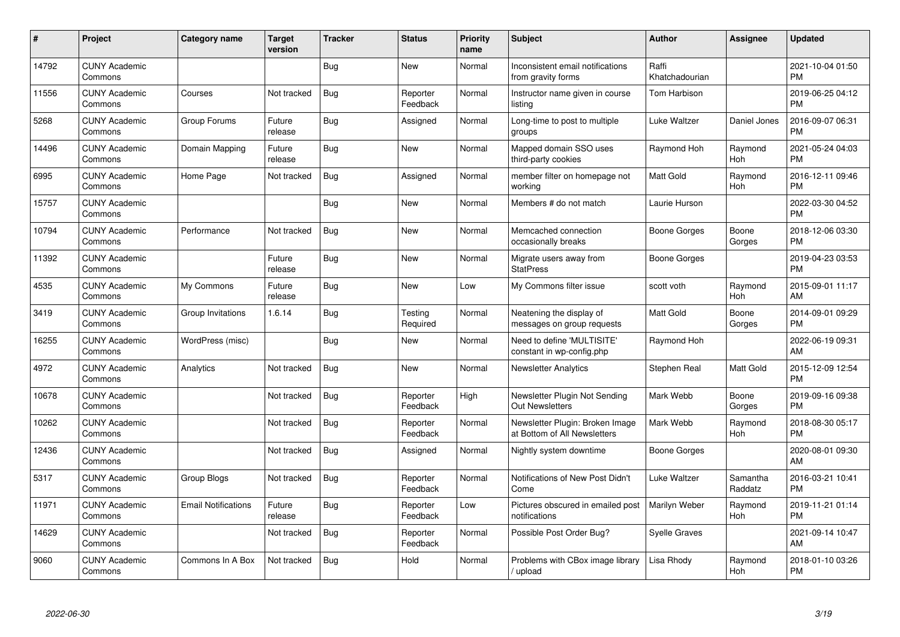| # | Project | Category name | Target version | Tracker | Status | Priority name | Subject | Author | Assignee | Updated |
|---|---|---|---|---|---|---|---|---|---|---|
| 14792 | CUNY Academic Commons | | | Bug | New | Normal | Inconsistent email notifications from gravity forms | Raffi Khatchadourian | | 2021-10-04 01:50 PM |
| 11556 | CUNY Academic Commons | Courses | Not tracked | Bug | Reporter Feedback | Normal | Instructor name given in course listing | Tom Harbison | | 2019-06-25 04:12 PM |
| 5268 | CUNY Academic Commons | Group Forums | Future release | Bug | Assigned | Normal | Long-time to post to multiple groups | Luke Waltzer | Daniel Jones | 2016-09-07 06:31 PM |
| 14496 | CUNY Academic Commons | Domain Mapping | Future release | Bug | New | Normal | Mapped domain SSO uses third-party cookies | Raymond Hoh | Raymond Hoh | 2021-05-24 04:03 PM |
| 6995 | CUNY Academic Commons | Home Page | Not tracked | Bug | Assigned | Normal | member filter on homepage not working | Matt Gold | Raymond Hoh | 2016-12-11 09:46 PM |
| 15757 | CUNY Academic Commons | | | Bug | New | Normal | Members # do not match | Laurie Hurson | | 2022-03-30 04:52 PM |
| 10794 | CUNY Academic Commons | Performance | Not tracked | Bug | New | Normal | Memcached connection occasionally breaks | Boone Gorges | Boone Gorges | 2018-12-06 03:30 PM |
| 11392 | CUNY Academic Commons | | Future release | Bug | New | Normal | Migrate users away from StatPress | Boone Gorges | | 2019-04-23 03:53 PM |
| 4535 | CUNY Academic Commons | My Commons | Future release | Bug | New | Low | My Commons filter issue | scott voth | Raymond Hoh | 2015-09-01 11:17 AM |
| 3419 | CUNY Academic Commons | Group Invitations | 1.6.14 | Bug | Testing Required | Normal | Neatening the display of messages on group requests | Matt Gold | Boone Gorges | 2014-09-01 09:29 PM |
| 16255 | CUNY Academic Commons | WordPress (misc) | | Bug | New | Normal | Need to define 'MULTISITE' constant in wp-config.php | Raymond Hoh | | 2022-06-19 09:31 AM |
| 4972 | CUNY Academic Commons | Analytics | Not tracked | Bug | New | Normal | Newsletter Analytics | Stephen Real | Matt Gold | 2015-12-09 12:54 PM |
| 10678 | CUNY Academic Commons | | Not tracked | Bug | Reporter Feedback | High | Newsletter Plugin Not Sending Out Newsletters | Mark Webb | Boone Gorges | 2019-09-16 09:38 PM |
| 10262 | CUNY Academic Commons | | Not tracked | Bug | Reporter Feedback | Normal | Newsletter Plugin: Broken Image at Bottom of All Newsletters | Mark Webb | Raymond Hoh | 2018-08-30 05:17 PM |
| 12436 | CUNY Academic Commons | | Not tracked | Bug | Assigned | Normal | Nightly system downtime | Boone Gorges | | 2020-08-01 09:30 AM |
| 5317 | CUNY Academic Commons | Group Blogs | Not tracked | Bug | Reporter Feedback | Normal | Notifications of New Post Didn't Come | Luke Waltzer | Samantha Raddatz | 2016-03-21 10:41 PM |
| 11971 | CUNY Academic Commons | Email Notifications | Future release | Bug | Reporter Feedback | Low | Pictures obscured in emailed post notifications | Marilyn Weber | Raymond Hoh | 2019-11-21 01:14 PM |
| 14629 | CUNY Academic Commons | | Not tracked | Bug | Reporter Feedback | Normal | Possible Post Order Bug? | Syelle Graves | | 2021-09-14 10:47 AM |
| 9060 | CUNY Academic Commons | Commons In A Box | Not tracked | Bug | Hold | Normal | Problems with CBox image library / upload | Lisa Rhody | Raymond Hoh | 2018-01-10 03:26 PM |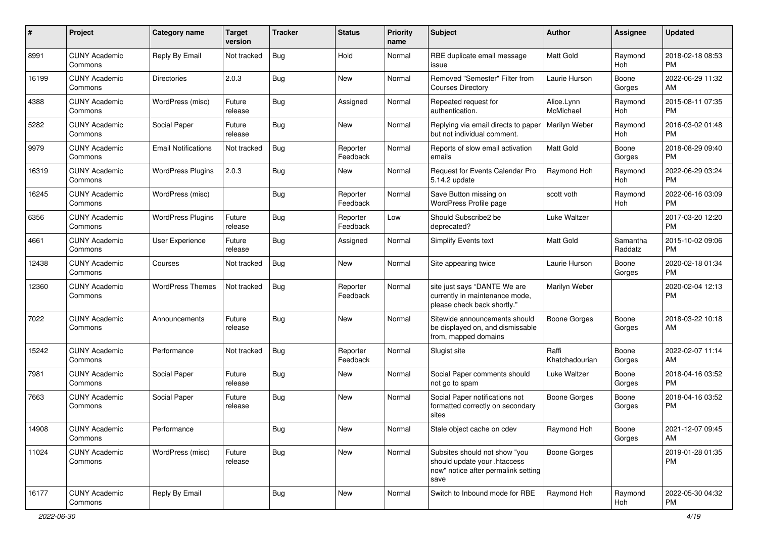| # | Project | Category name | Target version | Tracker | Status | Priority name | Subject | Author | Assignee | Updated |
|---|---|---|---|---|---|---|---|---|---|---|
| 8991 | CUNY Academic Commons | Reply By Email | Not tracked | Bug | Hold | Normal | RBE duplicate email message issue | Matt Gold | Raymond Hoh | 2018-02-18 08:53 PM |
| 16199 | CUNY Academic Commons | Directories | 2.0.3 | Bug | New | Normal | Removed "Semester" Filter from Courses Directory | Laurie Hurson | Boone Gorges | 2022-06-29 11:32 AM |
| 4388 | CUNY Academic Commons | WordPress (misc) | Future release | Bug | Assigned | Normal | Repeated request for authentication. | Alice.Lynn McMichael | Raymond Hoh | 2015-08-11 07:35 PM |
| 5282 | CUNY Academic Commons | Social Paper | Future release | Bug | New | Normal | Replying via email directs to paper but not individual comment. | Marilyn Weber | Raymond Hoh | 2016-03-02 01:48 PM |
| 9979 | CUNY Academic Commons | Email Notifications | Not tracked | Bug | Reporter Feedback | Normal | Reports of slow email activation emails | Matt Gold | Boone Gorges | 2018-08-29 09:40 PM |
| 16319 | CUNY Academic Commons | WordPress Plugins | 2.0.3 | Bug | New | Normal | Request for Events Calendar Pro 5.14.2 update | Raymond Hoh | Raymond Hoh | 2022-06-29 03:24 PM |
| 16245 | CUNY Academic Commons | WordPress (misc) | | Bug | Reporter Feedback | Normal | Save Button missing on WordPress Profile page | scott voth | Raymond Hoh | 2022-06-16 03:09 PM |
| 6356 | CUNY Academic Commons | WordPress Plugins | Future release | Bug | Reporter Feedback | Low | Should Subscribe2 be deprecated? | Luke Waltzer | | 2017-03-20 12:20 PM |
| 4661 | CUNY Academic Commons | User Experience | Future release | Bug | Assigned | Normal | Simplify Events text | Matt Gold | Samantha Raddatz | 2015-10-02 09:06 PM |
| 12438 | CUNY Academic Commons | Courses | Not tracked | Bug | New | Normal | Site appearing twice | Laurie Hurson | Boone Gorges | 2020-02-18 01:34 PM |
| 12360 | CUNY Academic Commons | WordPress Themes | Not tracked | Bug | Reporter Feedback | Normal | site just says "DANTE We are currently in maintenance mode, please check back shortly." | Marilyn Weber | | 2020-02-04 12:13 PM |
| 7022 | CUNY Academic Commons | Announcements | Future release | Bug | New | Normal | Sitewide announcements should be displayed on, and dismissable from, mapped domains | Boone Gorges | Boone Gorges | 2018-03-22 10:18 AM |
| 15242 | CUNY Academic Commons | Performance | Not tracked | Bug | Reporter Feedback | Normal | Slugist site | Raffi Khatchadourian | Boone Gorges | 2022-02-07 11:14 AM |
| 7981 | CUNY Academic Commons | Social Paper | Future release | Bug | New | Normal | Social Paper comments should not go to spam | Luke Waltzer | Boone Gorges | 2018-04-16 03:52 PM |
| 7663 | CUNY Academic Commons | Social Paper | Future release | Bug | New | Normal | Social Paper notifications not formatted correctly on secondary sites | Boone Gorges | Boone Gorges | 2018-04-16 03:52 PM |
| 14908 | CUNY Academic Commons | Performance | | Bug | New | Normal | Stale object cache on cdev | Raymond Hoh | Boone Gorges | 2021-12-07 09:45 AM |
| 11024 | CUNY Academic Commons | WordPress (misc) | Future release | Bug | New | Normal | Subsites should not show "you should update your .htaccess now" notice after permalink setting save | Boone Gorges | | 2019-01-28 01:35 PM |
| 16177 | CUNY Academic Commons | Reply By Email | | Bug | New | Normal | Switch to Inbound mode for RBE | Raymond Hoh | Raymond Hoh | 2022-05-30 04:32 PM |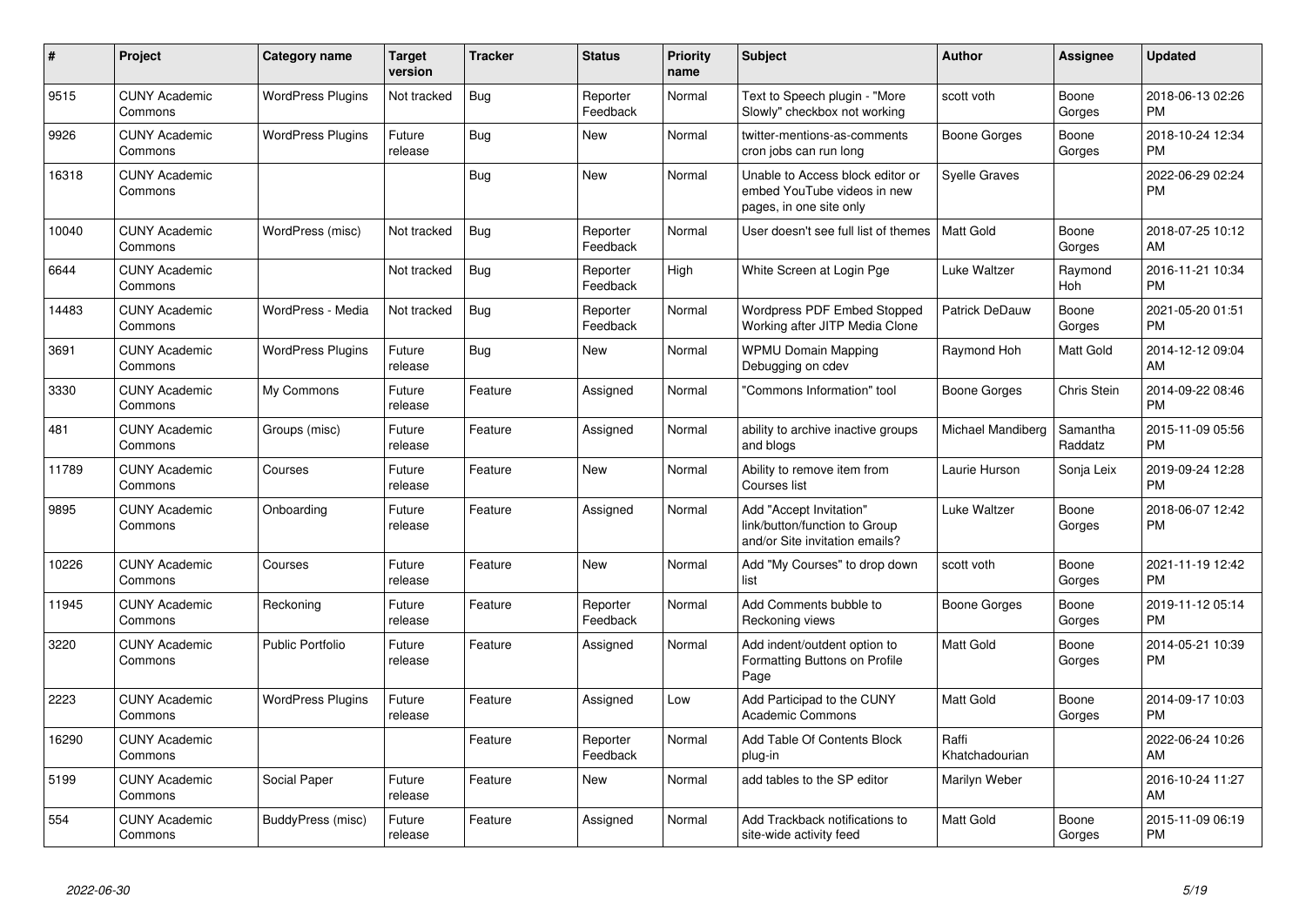| # | Project | Category name | Target version | Tracker | Status | Priority name | Subject | Author | Assignee | Updated |
|---|---|---|---|---|---|---|---|---|---|---|
| 9515 | CUNY Academic Commons | WordPress Plugins | Not tracked | Bug | Reporter Feedback | Normal | Text to Speech plugin - "More Slowly" checkbox not working | scott voth | Boone Gorges | 2018-06-13 02:26 PM |
| 9926 | CUNY Academic Commons | WordPress Plugins | Future release | Bug | New | Normal | twitter-mentions-as-comments cron jobs can run long | Boone Gorges | Boone Gorges | 2018-10-24 12:34 PM |
| 16318 | CUNY Academic Commons | | | Bug | New | Normal | Unable to Access block editor or embed YouTube videos in new pages, in one site only | Syelle Graves | | 2022-06-29 02:24 PM |
| 10040 | CUNY Academic Commons | WordPress (misc) | Not tracked | Bug | Reporter Feedback | Normal | User doesn't see full list of themes | Matt Gold | Boone Gorges | 2018-07-25 10:12 AM |
| 6644 | CUNY Academic Commons | | Not tracked | Bug | Reporter Feedback | High | White Screen at Login Pge | Luke Waltzer | Raymond Hoh | 2016-11-21 10:34 PM |
| 14483 | CUNY Academic Commons | WordPress - Media | Not tracked | Bug | Reporter Feedback | Normal | Wordpress PDF Embed Stopped Working after JITP Media Clone | Patrick DeDauw | Boone Gorges | 2021-05-20 01:51 PM |
| 3691 | CUNY Academic Commons | WordPress Plugins | Future release | Bug | New | Normal | WPMU Domain Mapping Debugging on cdev | Raymond Hoh | Matt Gold | 2014-12-12 09:04 AM |
| 3330 | CUNY Academic Commons | My Commons | Future release | Feature | Assigned | Normal | "Commons Information" tool | Boone Gorges | Chris Stein | 2014-09-22 08:46 PM |
| 481 | CUNY Academic Commons | Groups (misc) | Future release | Feature | Assigned | Normal | ability to archive inactive groups and blogs | Michael Mandiberg | Samantha Raddatz | 2015-11-09 05:56 PM |
| 11789 | CUNY Academic Commons | Courses | Future release | Feature | New | Normal | Ability to remove item from Courses list | Laurie Hurson | Sonja Leix | 2019-09-24 12:28 PM |
| 9895 | CUNY Academic Commons | Onboarding | Future release | Feature | Assigned | Normal | Add "Accept Invitation" link/button/function to Group and/or Site invitation emails? | Luke Waltzer | Boone Gorges | 2018-06-07 12:42 PM |
| 10226 | CUNY Academic Commons | Courses | Future release | Feature | New | Normal | Add "My Courses" to drop down list | scott voth | Boone Gorges | 2021-11-19 12:42 PM |
| 11945 | CUNY Academic Commons | Reckoning | Future release | Feature | Reporter Feedback | Normal | Add Comments bubble to Reckoning views | Boone Gorges | Boone Gorges | 2019-11-12 05:14 PM |
| 3220 | CUNY Academic Commons | Public Portfolio | Future release | Feature | Assigned | Normal | Add indent/outdent option to Formatting Buttons on Profile Page | Matt Gold | Boone Gorges | 2014-05-21 10:39 PM |
| 2223 | CUNY Academic Commons | WordPress Plugins | Future release | Feature | Assigned | Low | Add Participad to the CUNY Academic Commons | Matt Gold | Boone Gorges | 2014-09-17 10:03 PM |
| 16290 | CUNY Academic Commons | | | Feature | Reporter Feedback | Normal | Add Table Of Contents Block plug-in | Raffi Khatchadourian | | 2022-06-24 10:26 AM |
| 5199 | CUNY Academic Commons | Social Paper | Future release | Feature | New | Normal | add tables to the SP editor | Marilyn Weber | | 2016-10-24 11:27 AM |
| 554 | CUNY Academic Commons | BuddyPress (misc) | Future release | Feature | Assigned | Normal | Add Trackback notifications to site-wide activity feed | Matt Gold | Boone Gorges | 2015-11-09 06:19 PM |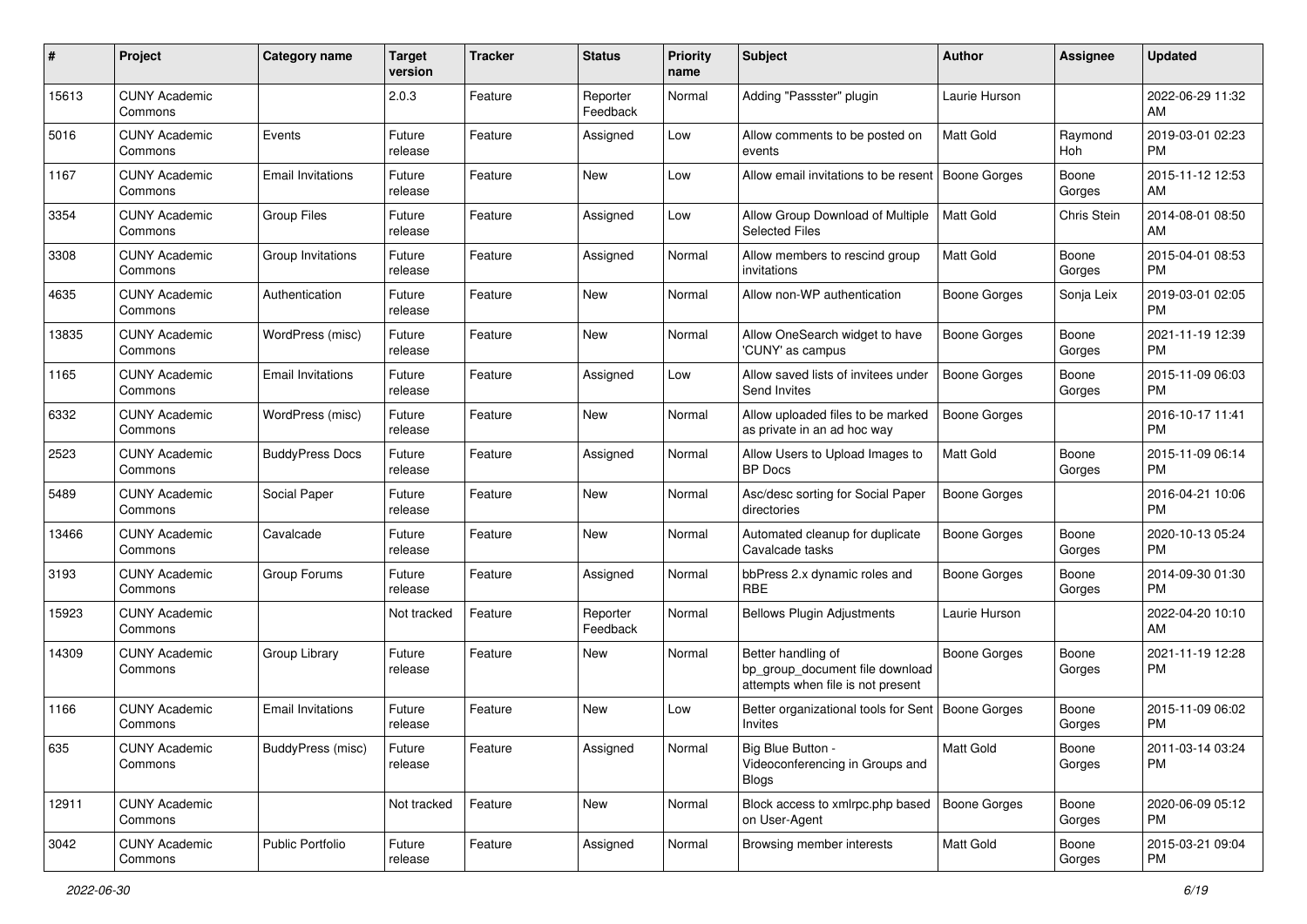| # | Project | Category name | Target version | Tracker | Status | Priority name | Subject | Author | Assignee | Updated |
|---|---|---|---|---|---|---|---|---|---|---|
| 15613 | CUNY Academic Commons | | 2.0.3 | Feature | Reporter Feedback | Normal | Adding "Passster" plugin | Laurie Hurson | | 2022-06-29 11:32 AM |
| 5016 | CUNY Academic Commons | Events | Future release | Feature | Assigned | Low | Allow comments to be posted on events | Matt Gold | Raymond Hoh | 2019-03-01 02:23 PM |
| 1167 | CUNY Academic Commons | Email Invitations | Future release | Feature | New | Low | Allow email invitations to be resent | Boone Gorges | Boone Gorges | 2015-11-12 12:53 AM |
| 3354 | CUNY Academic Commons | Group Files | Future release | Feature | Assigned | Low | Allow Group Download of Multiple Selected Files | Matt Gold | Chris Stein | 2014-08-01 08:50 AM |
| 3308 | CUNY Academic Commons | Group Invitations | Future release | Feature | Assigned | Normal | Allow members to rescind group invitations | Matt Gold | Boone Gorges | 2015-04-01 08:53 PM |
| 4635 | CUNY Academic Commons | Authentication | Future release | Feature | New | Normal | Allow non-WP authentication | Boone Gorges | Sonja Leix | 2019-03-01 02:05 PM |
| 13835 | CUNY Academic Commons | WordPress (misc) | Future release | Feature | New | Normal | Allow OneSearch widget to have 'CUNY' as campus | Boone Gorges | Boone Gorges | 2021-11-19 12:39 PM |
| 1165 | CUNY Academic Commons | Email Invitations | Future release | Feature | Assigned | Low | Allow saved lists of invitees under Send Invites | Boone Gorges | Boone Gorges | 2015-11-09 06:03 PM |
| 6332 | CUNY Academic Commons | WordPress (misc) | Future release | Feature | New | Normal | Allow uploaded files to be marked as private in an ad hoc way | Boone Gorges | | 2016-10-17 11:41 PM |
| 2523 | CUNY Academic Commons | BuddyPress Docs | Future release | Feature | Assigned | Normal | Allow Users to Upload Images to BP Docs | Matt Gold | Boone Gorges | 2015-11-09 06:14 PM |
| 5489 | CUNY Academic Commons | Social Paper | Future release | Feature | New | Normal | Asc/desc sorting for Social Paper directories | Boone Gorges | | 2016-04-21 10:06 PM |
| 13466 | CUNY Academic Commons | Cavalcade | Future release | Feature | New | Normal | Automated cleanup for duplicate Cavalcade tasks | Boone Gorges | Boone Gorges | 2020-10-13 05:24 PM |
| 3193 | CUNY Academic Commons | Group Forums | Future release | Feature | Assigned | Normal | bbPress 2.x dynamic roles and RBE | Boone Gorges | Boone Gorges | 2014-09-30 01:30 PM |
| 15923 | CUNY Academic Commons | | Not tracked | Feature | Reporter Feedback | Normal | Bellows Plugin Adjustments | Laurie Hurson | | 2022-04-20 10:10 AM |
| 14309 | CUNY Academic Commons | Group Library | Future release | Feature | New | Normal | Better handling of bp_group_document file download attempts when file is not present | Boone Gorges | Boone Gorges | 2021-11-19 12:28 PM |
| 1166 | CUNY Academic Commons | Email Invitations | Future release | Feature | New | Low | Better organizational tools for Sent Invites | Boone Gorges | Boone Gorges | 2015-11-09 06:02 PM |
| 635 | CUNY Academic Commons | BuddyPress (misc) | Future release | Feature | Assigned | Normal | Big Blue Button - Videoconferencing in Groups and Blogs | Matt Gold | Boone Gorges | 2011-03-14 03:24 PM |
| 12911 | CUNY Academic Commons | | Not tracked | Feature | New | Normal | Block access to xmlrpc.php based on User-Agent | Boone Gorges | Boone Gorges | 2020-06-09 05:12 PM |
| 3042 | CUNY Academic Commons | Public Portfolio | Future release | Feature | Assigned | Normal | Browsing member interests | Matt Gold | Boone Gorges | 2015-03-21 09:04 PM |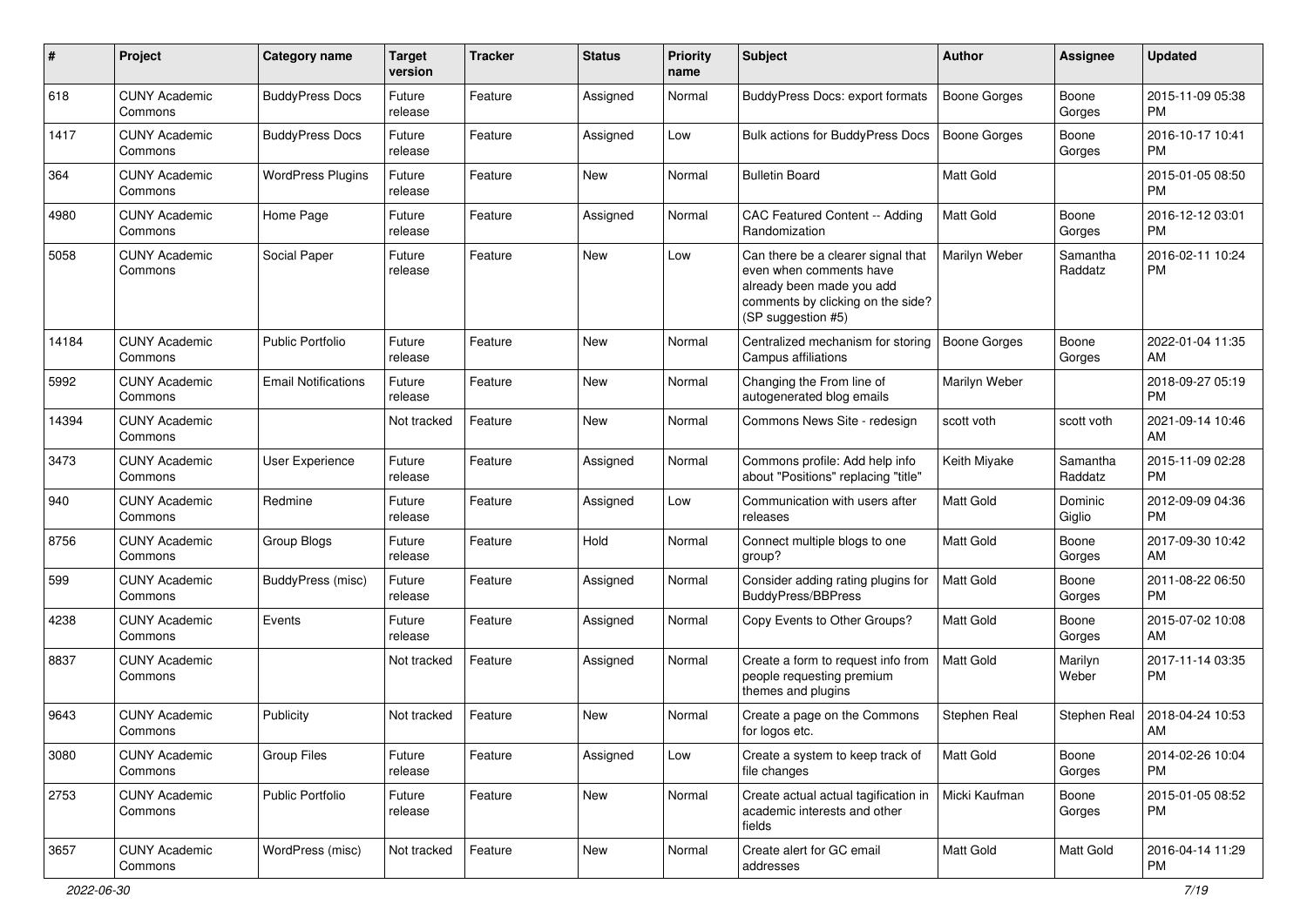| # | Project | Category name | Target version | Tracker | Status | Priority name | Subject | Author | Assignee | Updated |
|---|---|---|---|---|---|---|---|---|---|---|
| 618 | CUNY Academic Commons | BuddyPress Docs | Future release | Feature | Assigned | Normal | BuddyPress Docs: export formats | Boone Gorges | Boone Gorges | 2015-11-09 05:38 PM |
| 1417 | CUNY Academic Commons | BuddyPress Docs | Future release | Feature | Assigned | Low | Bulk actions for BuddyPress Docs | Boone Gorges | Boone Gorges | 2016-10-17 10:41 PM |
| 364 | CUNY Academic Commons | WordPress Plugins | Future release | Feature | New | Normal | Bulletin Board | Matt Gold | | 2015-01-05 08:50 PM |
| 4980 | CUNY Academic Commons | Home Page | Future release | Feature | Assigned | Normal | CAC Featured Content -- Adding Randomization | Matt Gold | Boone Gorges | 2016-12-12 03:01 PM |
| 5058 | CUNY Academic Commons | Social Paper | Future release | Feature | New | Low | Can there be a clearer signal that even when comments have already been made you add comments by clicking on the side? (SP suggestion #5) | Marilyn Weber | Samantha Raddatz | 2016-02-11 10:24 PM |
| 14184 | CUNY Academic Commons | Public Portfolio | Future release | Feature | New | Normal | Centralized mechanism for storing Campus affiliations | Boone Gorges | Boone Gorges | 2022-01-04 11:35 AM |
| 5992 | CUNY Academic Commons | Email Notifications | Future release | Feature | New | Normal | Changing the From line of autogenerated blog emails | Marilyn Weber | | 2018-09-27 05:19 PM |
| 14394 | CUNY Academic Commons | | Not tracked | Feature | New | Normal | Commons News Site - redesign | scott voth | scott voth | 2021-09-14 10:46 AM |
| 3473 | CUNY Academic Commons | User Experience | Future release | Feature | Assigned | Normal | Commons profile: Add help info about "Positions" replacing "title" | Keith Miyake | Samantha Raddatz | 2015-11-09 02:28 PM |
| 940 | CUNY Academic Commons | Redmine | Future release | Feature | Assigned | Low | Communication with users after releases | Matt Gold | Dominic Giglio | 2012-09-09 04:36 PM |
| 8756 | CUNY Academic Commons | Group Blogs | Future release | Feature | Hold | Normal | Connect multiple blogs to one group? | Matt Gold | Boone Gorges | 2017-09-30 10:42 AM |
| 599 | CUNY Academic Commons | BuddyPress (misc) | Future release | Feature | Assigned | Normal | Consider adding rating plugins for BuddyPress/BBPress | Matt Gold | Boone Gorges | 2011-08-22 06:50 PM |
| 4238 | CUNY Academic Commons | Events | Future release | Feature | Assigned | Normal | Copy Events to Other Groups? | Matt Gold | Boone Gorges | 2015-07-02 10:08 AM |
| 8837 | CUNY Academic Commons | | Not tracked | Feature | Assigned | Normal | Create a form to request info from people requesting premium themes and plugins | Matt Gold | Marilyn Weber | 2017-11-14 03:35 PM |
| 9643 | CUNY Academic Commons | Publicity | Not tracked | Feature | New | Normal | Create a page on the Commons for logos etc. | Stephen Real | Stephen Real | 2018-04-24 10:53 AM |
| 3080 | CUNY Academic Commons | Group Files | Future release | Feature | Assigned | Low | Create a system to keep track of file changes | Matt Gold | Boone Gorges | 2014-02-26 10:04 PM |
| 2753 | CUNY Academic Commons | Public Portfolio | Future release | Feature | New | Normal | Create actual actual tagification in academic interests and other fields | Micki Kaufman | Boone Gorges | 2015-01-05 08:52 PM |
| 3657 | CUNY Academic Commons | WordPress (misc) | Not tracked | Feature | New | Normal | Create alert for GC email addresses | Matt Gold | Matt Gold | 2016-04-14 11:29 PM |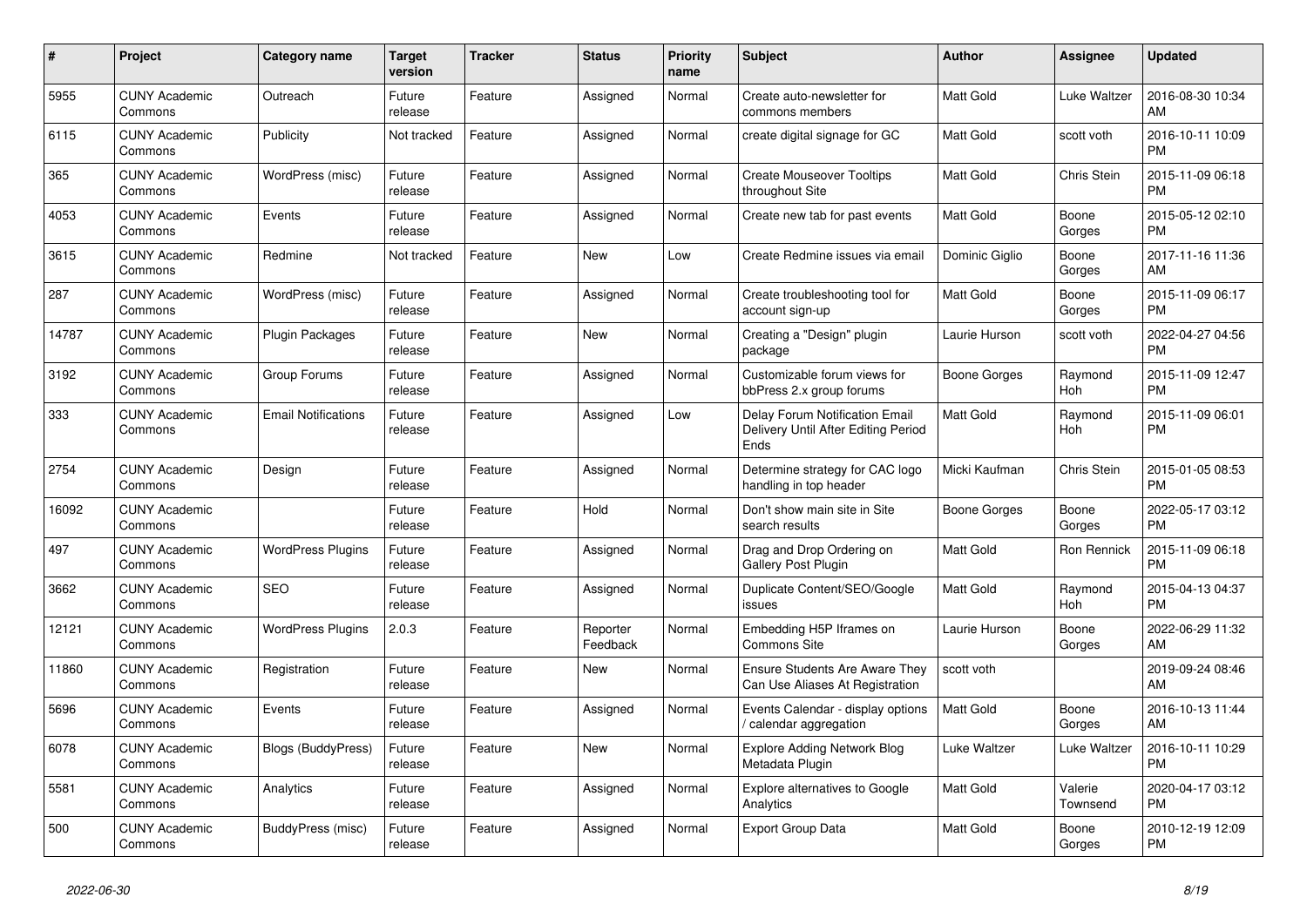| # | Project | Category name | Target version | Tracker | Status | Priority name | Subject | Author | Assignee | Updated |
|---|---|---|---|---|---|---|---|---|---|---|
| 5955 | CUNY Academic Commons | Outreach | Future release | Feature | Assigned | Normal | Create auto-newsletter for commons members | Matt Gold | Luke Waltzer | 2016-08-30 10:34 AM |
| 6115 | CUNY Academic Commons | Publicity | Not tracked | Feature | Assigned | Normal | create digital signage for GC | Matt Gold | scott voth | 2016-10-11 10:09 PM |
| 365 | CUNY Academic Commons | WordPress (misc) | Future release | Feature | Assigned | Normal | Create Mouseover Tooltips throughout Site | Matt Gold | Chris Stein | 2015-11-09 06:18 PM |
| 4053 | CUNY Academic Commons | Events | Future release | Feature | Assigned | Normal | Create new tab for past events | Matt Gold | Boone Gorges | 2015-05-12 02:10 PM |
| 3615 | CUNY Academic Commons | Redmine | Not tracked | Feature | New | Low | Create Redmine issues via email | Dominic Giglio | Boone Gorges | 2017-11-16 11:36 AM |
| 287 | CUNY Academic Commons | WordPress (misc) | Future release | Feature | Assigned | Normal | Create troubleshooting tool for account sign-up | Matt Gold | Boone Gorges | 2015-11-09 06:17 PM |
| 14787 | CUNY Academic Commons | Plugin Packages | Future release | Feature | New | Normal | Creating a "Design" plugin package | Laurie Hurson | scott voth | 2022-04-27 04:56 PM |
| 3192 | CUNY Academic Commons | Group Forums | Future release | Feature | Assigned | Normal | Customizable forum views for bbPress 2.x group forums | Boone Gorges | Raymond Hoh | 2015-11-09 12:47 PM |
| 333 | CUNY Academic Commons | Email Notifications | Future release | Feature | Assigned | Low | Delay Forum Notification Email Delivery Until After Editing Period Ends | Matt Gold | Raymond Hoh | 2015-11-09 06:01 PM |
| 2754 | CUNY Academic Commons | Design | Future release | Feature | Assigned | Normal | Determine strategy for CAC logo handling in top header | Micki Kaufman | Chris Stein | 2015-01-05 08:53 PM |
| 16092 | CUNY Academic Commons | | Future release | Feature | Hold | Normal | Don't show main site in Site search results | Boone Gorges | Boone Gorges | 2022-05-17 03:12 PM |
| 497 | CUNY Academic Commons | WordPress Plugins | Future release | Feature | Assigned | Normal | Drag and Drop Ordering on Gallery Post Plugin | Matt Gold | Ron Rennick | 2015-11-09 06:18 PM |
| 3662 | CUNY Academic Commons | SEO | Future release | Feature | Assigned | Normal | Duplicate Content/SEO/Google issues | Matt Gold | Raymond Hoh | 2015-04-13 04:37 PM |
| 12121 | CUNY Academic Commons | WordPress Plugins | 2.0.3 | Feature | Reporter Feedback | Normal | Embedding H5P Iframes on Commons Site | Laurie Hurson | Boone Gorges | 2022-06-29 11:32 AM |
| 11860 | CUNY Academic Commons | Registration | Future release | Feature | New | Normal | Ensure Students Are Aware They Can Use Aliases At Registration | scott voth | | 2019-09-24 08:46 AM |
| 5696 | CUNY Academic Commons | Events | Future release | Feature | Assigned | Normal | Events Calendar - display options / calendar aggregation | Matt Gold | Boone Gorges | 2016-10-13 11:44 AM |
| 6078 | CUNY Academic Commons | Blogs (BuddyPress) | Future release | Feature | New | Normal | Explore Adding Network Blog Metadata Plugin | Luke Waltzer | Luke Waltzer | 2016-10-11 10:29 PM |
| 5581 | CUNY Academic Commons | Analytics | Future release | Feature | Assigned | Normal | Explore alternatives to Google Analytics | Matt Gold | Valerie Townsend | 2020-04-17 03:12 PM |
| 500 | CUNY Academic Commons | BuddyPress (misc) | Future release | Feature | Assigned | Normal | Export Group Data | Matt Gold | Boone Gorges | 2010-12-19 12:09 PM |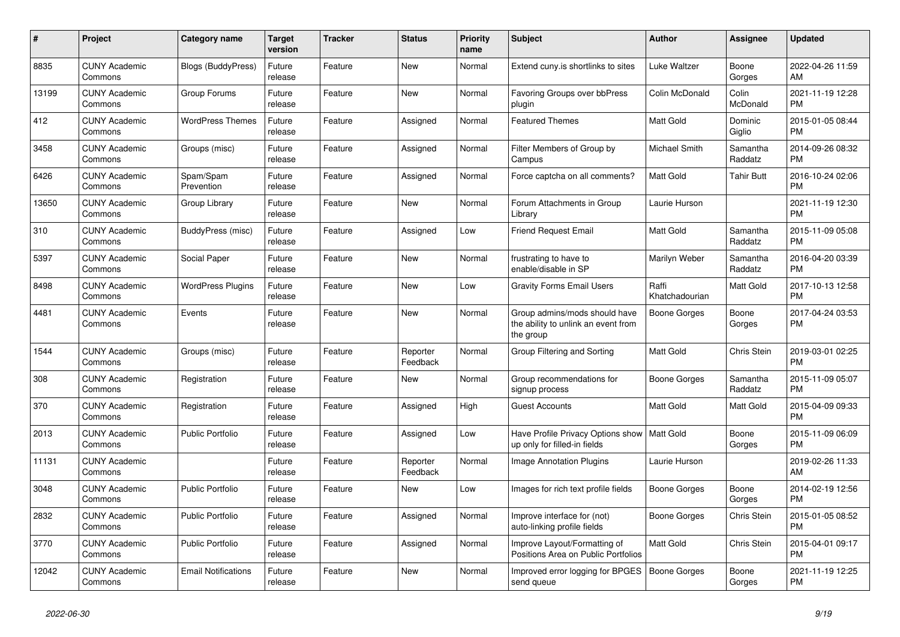| # | Project | Category name | Target version | Tracker | Status | Priority name | Subject | Author | Assignee | Updated |
|---|---|---|---|---|---|---|---|---|---|---|
| 8835 | CUNY Academic Commons | Blogs (BuddyPress) | Future release | Feature | New | Normal | Extend cuny.is shortlinks to sites | Luke Waltzer | Boone Gorges | 2022-04-26 11:59 AM |
| 13199 | CUNY Academic Commons | Group Forums | Future release | Feature | New | Normal | Favoring Groups over bbPress plugin | Colin McDonald | Colin McDonald | 2021-11-19 12:28 PM |
| 412 | CUNY Academic Commons | WordPress Themes | Future release | Feature | Assigned | Normal | Featured Themes | Matt Gold | Dominic Giglio | 2015-01-05 08:44 PM |
| 3458 | CUNY Academic Commons | Groups (misc) | Future release | Feature | Assigned | Normal | Filter Members of Group by Campus | Michael Smith | Samantha Raddatz | 2014-09-26 08:32 PM |
| 6426 | CUNY Academic Commons | Spam/Spam Prevention | Future release | Feature | Assigned | Normal | Force captcha on all comments? | Matt Gold | Tahir Butt | 2016-10-24 02:06 PM |
| 13650 | CUNY Academic Commons | Group Library | Future release | Feature | New | Normal | Forum Attachments in Group Library | Laurie Hurson | | 2021-11-19 12:30 PM |
| 310 | CUNY Academic Commons | BuddyPress (misc) | Future release | Feature | Assigned | Low | Friend Request Email | Matt Gold | Samantha Raddatz | 2015-11-09 05:08 PM |
| 5397 | CUNY Academic Commons | Social Paper | Future release | Feature | New | Normal | frustrating to have to enable/disable in SP | Marilyn Weber | Samantha Raddatz | 2016-04-20 03:39 PM |
| 8498 | CUNY Academic Commons | WordPress Plugins | Future release | Feature | New | Low | Gravity Forms Email Users | Raffi Khatchadourian | Matt Gold | 2017-10-13 12:58 PM |
| 4481 | CUNY Academic Commons | Events | Future release | Feature | New | Normal | Group admins/mods should have the ability to unlink an event from the group | Boone Gorges | Boone Gorges | 2017-04-24 03:53 PM |
| 1544 | CUNY Academic Commons | Groups (misc) | Future release | Feature | Reporter Feedback | Normal | Group Filtering and Sorting | Matt Gold | Chris Stein | 2019-03-01 02:25 PM |
| 308 | CUNY Academic Commons | Registration | Future release | Feature | New | Normal | Group recommendations for signup process | Boone Gorges | Samantha Raddatz | 2015-11-09 05:07 PM |
| 370 | CUNY Academic Commons | Registration | Future release | Feature | Assigned | High | Guest Accounts | Matt Gold | Matt Gold | 2015-04-09 09:33 PM |
| 2013 | CUNY Academic Commons | Public Portfolio | Future release | Feature | Assigned | Low | Have Profile Privacy Options show up only for filled-in fields | Matt Gold | Boone Gorges | 2015-11-09 06:09 PM |
| 11131 | CUNY Academic Commons | | Future release | Feature | Reporter Feedback | Normal | Image Annotation Plugins | Laurie Hurson | | 2019-02-26 11:33 AM |
| 3048 | CUNY Academic Commons | Public Portfolio | Future release | Feature | New | Low | Images for rich text profile fields | Boone Gorges | Boone Gorges | 2014-02-19 12:56 PM |
| 2832 | CUNY Academic Commons | Public Portfolio | Future release | Feature | Assigned | Normal | Improve interface for (not) auto-linking profile fields | Boone Gorges | Chris Stein | 2015-01-05 08:52 PM |
| 3770 | CUNY Academic Commons | Public Portfolio | Future release | Feature | Assigned | Normal | Improve Layout/Formatting of Positions Area on Public Portfolios | Matt Gold | Chris Stein | 2015-04-01 09:17 PM |
| 12042 | CUNY Academic Commons | Email Notifications | Future release | Feature | New | Normal | Improved error logging for BPGES send queue | Boone Gorges | Boone Gorges | 2021-11-19 12:25 PM |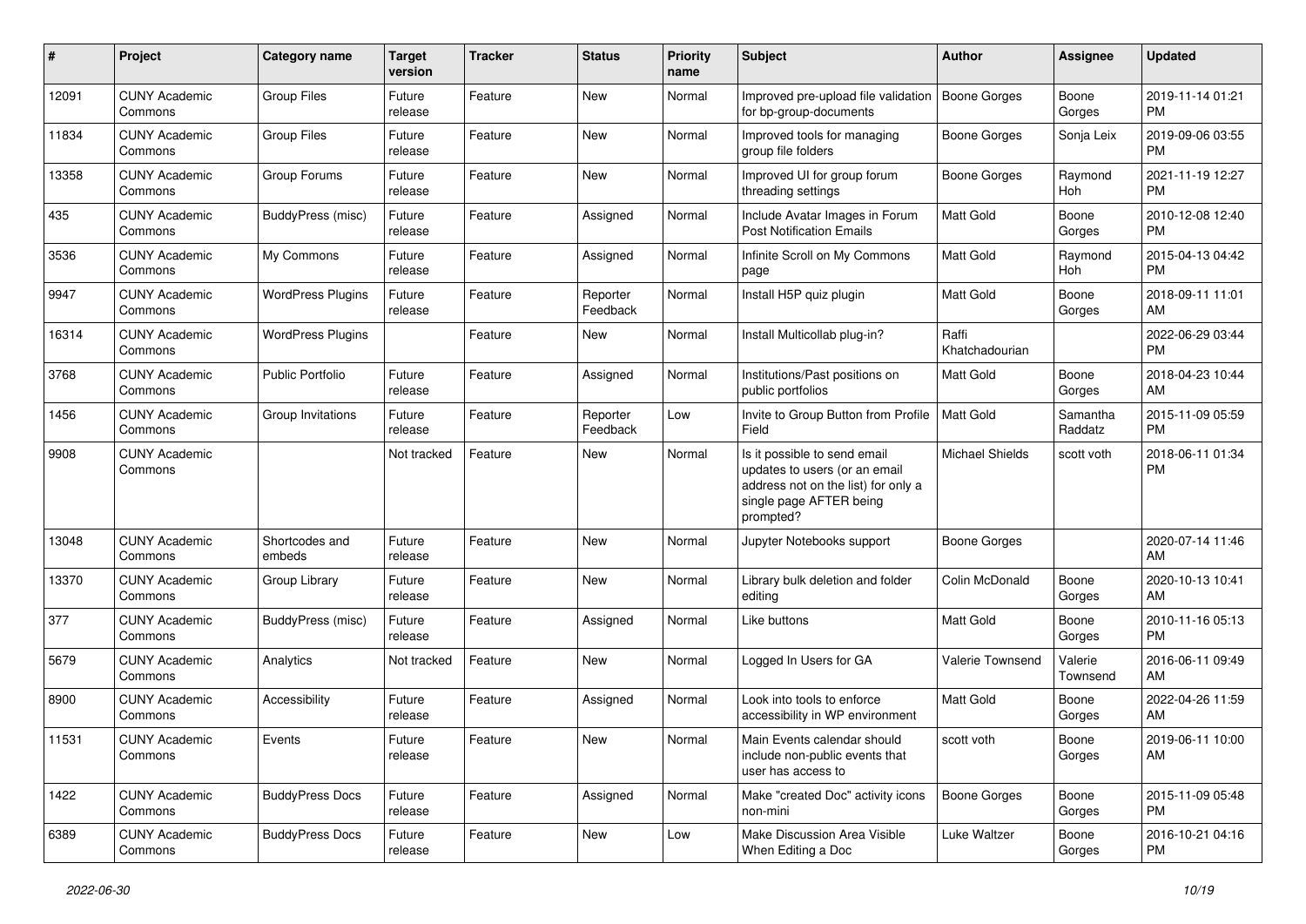| # | Project | Category name | Target version | Tracker | Status | Priority name | Subject | Author | Assignee | Updated |
|---|---|---|---|---|---|---|---|---|---|---|
| 12091 | CUNY Academic Commons | Group Files | Future release | Feature | New | Normal | Improved pre-upload file validation for bp-group-documents | Boone Gorges | Boone Gorges | 2019-11-14 01:21 PM |
| 11834 | CUNY Academic Commons | Group Files | Future release | Feature | New | Normal | Improved tools for managing group file folders | Boone Gorges | Sonja Leix | 2019-09-06 03:55 PM |
| 13358 | CUNY Academic Commons | Group Forums | Future release | Feature | New | Normal | Improved UI for group forum threading settings | Boone Gorges | Raymond Hoh | 2021-11-19 12:27 PM |
| 435 | CUNY Academic Commons | BuddyPress (misc) | Future release | Feature | Assigned | Normal | Include Avatar Images in Forum Post Notification Emails | Matt Gold | Boone Gorges | 2010-12-08 12:40 PM |
| 3536 | CUNY Academic Commons | My Commons | Future release | Feature | Assigned | Normal | Infinite Scroll on My Commons page | Matt Gold | Raymond Hoh | 2015-04-13 04:42 PM |
| 9947 | CUNY Academic Commons | WordPress Plugins | Future release | Feature | Reporter Feedback | Normal | Install H5P quiz plugin | Matt Gold | Boone Gorges | 2018-09-11 11:01 AM |
| 16314 | CUNY Academic Commons | WordPress Plugins | | Feature | New | Normal | Install Multicollab plug-in? | Raffi Khatchadourian | | 2022-06-29 03:44 PM |
| 3768 | CUNY Academic Commons | Public Portfolio | Future release | Feature | Assigned | Normal | Institutions/Past positions on public portfolios | Matt Gold | Boone Gorges | 2018-04-23 10:44 AM |
| 1456 | CUNY Academic Commons | Group Invitations | Future release | Feature | Reporter Feedback | Low | Invite to Group Button from Profile Field | Matt Gold | Samantha Raddatz | 2015-11-09 05:59 PM |
| 9908 | CUNY Academic Commons | | Not tracked | Feature | New | Normal | Is it possible to send email updates to users (or an email address not on the list) for only a single page AFTER being prompted? | Michael Shields | scott voth | 2018-06-11 01:34 PM |
| 13048 | CUNY Academic Commons | Shortcodes and embeds | Future release | Feature | New | Normal | Jupyter Notebooks support | Boone Gorges | | 2020-07-14 11:46 AM |
| 13370 | CUNY Academic Commons | Group Library | Future release | Feature | New | Normal | Library bulk deletion and folder editing | Colin McDonald | Boone Gorges | 2020-10-13 10:41 AM |
| 377 | CUNY Academic Commons | BuddyPress (misc) | Future release | Feature | Assigned | Normal | Like buttons | Matt Gold | Boone Gorges | 2010-11-16 05:13 PM |
| 5679 | CUNY Academic Commons | Analytics | Not tracked | Feature | New | Normal | Logged In Users for GA | Valerie Townsend | Valerie Townsend | 2016-06-11 09:49 AM |
| 8900 | CUNY Academic Commons | Accessibility | Future release | Feature | Assigned | Normal | Look into tools to enforce accessibility in WP environment | Matt Gold | Boone Gorges | 2022-04-26 11:59 AM |
| 11531 | CUNY Academic Commons | Events | Future release | Feature | New | Normal | Main Events calendar should include non-public events that user has access to | scott voth | Boone Gorges | 2019-06-11 10:00 AM |
| 1422 | CUNY Academic Commons | BuddyPress Docs | Future release | Feature | Assigned | Normal | Make "created Doc" activity icons non-mini | Boone Gorges | Boone Gorges | 2015-11-09 05:48 PM |
| 6389 | CUNY Academic Commons | BuddyPress Docs | Future release | Feature | New | Low | Make Discussion Area Visible When Editing a Doc | Luke Waltzer | Boone Gorges | 2016-10-21 04:16 PM |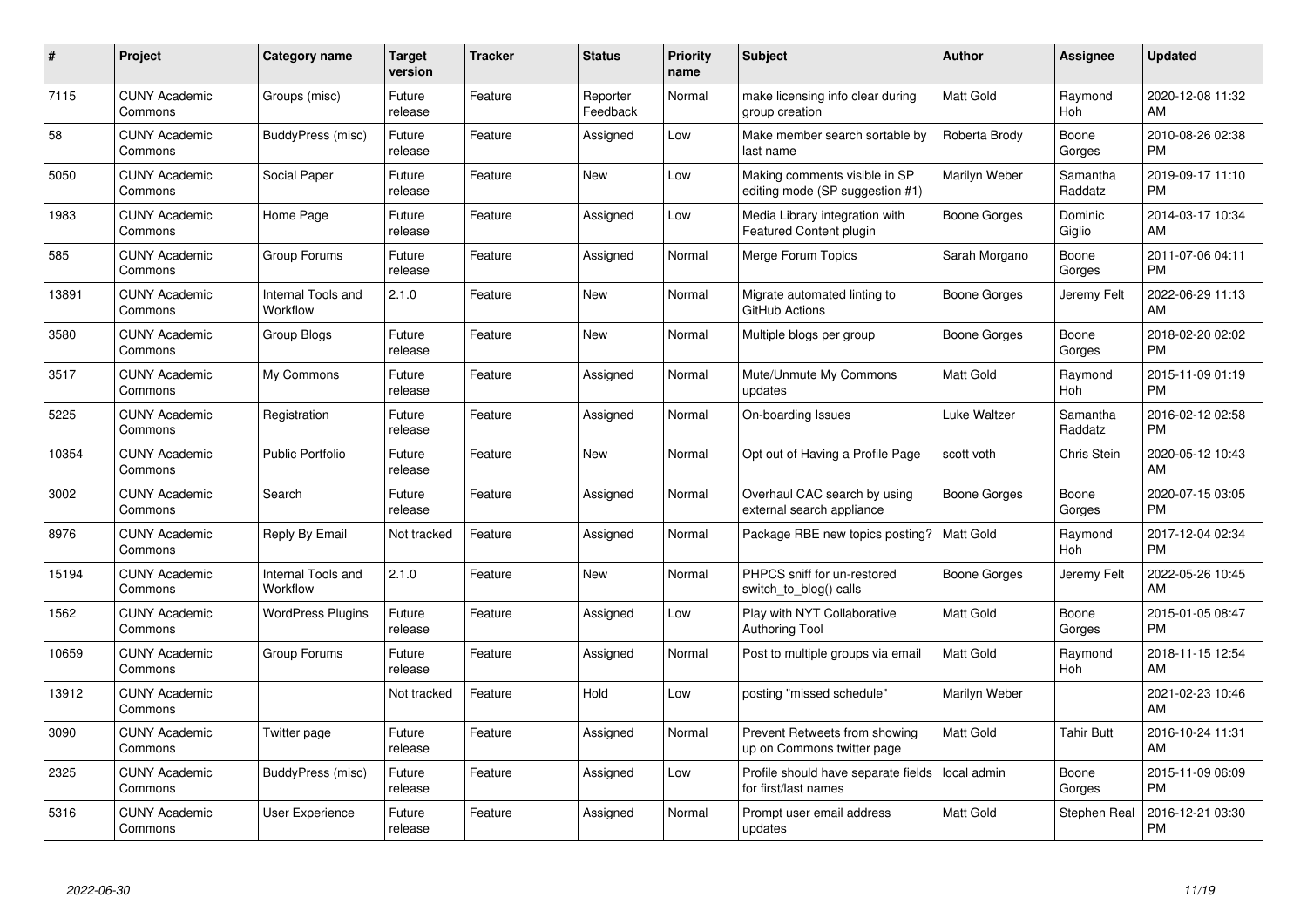| # | Project | Category name | Target version | Tracker | Status | Priority name | Subject | Author | Assignee | Updated |
|---|---|---|---|---|---|---|---|---|---|---|
| 7115 | CUNY Academic Commons | Groups (misc) | Future release | Feature | Reporter Feedback | Normal | make licensing info clear during group creation | Matt Gold | Raymond Hoh | 2020-12-08 11:32 AM |
| 58 | CUNY Academic Commons | BuddyPress (misc) | Future release | Feature | Assigned | Low | Make member search sortable by last name | Roberta Brody | Boone Gorges | 2010-08-26 02:38 PM |
| 5050 | CUNY Academic Commons | Social Paper | Future release | Feature | New | Low | Making comments visible in SP editing mode (SP suggestion #1) | Marilyn Weber | Samantha Raddatz | 2019-09-17 11:10 PM |
| 1983 | CUNY Academic Commons | Home Page | Future release | Feature | Assigned | Low | Media Library integration with Featured Content plugin | Boone Gorges | Dominic Giglio | 2014-03-17 10:34 AM |
| 585 | CUNY Academic Commons | Group Forums | Future release | Feature | Assigned | Normal | Merge Forum Topics | Sarah Morgano | Boone Gorges | 2011-07-06 04:11 PM |
| 13891 | CUNY Academic Commons | Internal Tools and Workflow | 2.1.0 | Feature | New | Normal | Migrate automated linting to GitHub Actions | Boone Gorges | Jeremy Felt | 2022-06-29 11:13 AM |
| 3580 | CUNY Academic Commons | Group Blogs | Future release | Feature | New | Normal | Multiple blogs per group | Boone Gorges | Boone Gorges | 2018-02-20 02:02 PM |
| 3517 | CUNY Academic Commons | My Commons | Future release | Feature | Assigned | Normal | Mute/Unmute My Commons updates | Matt Gold | Raymond Hoh | 2015-11-09 01:19 PM |
| 5225 | CUNY Academic Commons | Registration | Future release | Feature | Assigned | Normal | On-boarding Issues | Luke Waltzer | Samantha Raddatz | 2016-02-12 02:58 PM |
| 10354 | CUNY Academic Commons | Public Portfolio | Future release | Feature | New | Normal | Opt out of Having a Profile Page | scott voth | Chris Stein | 2020-05-12 10:43 AM |
| 3002 | CUNY Academic Commons | Search | Future release | Feature | Assigned | Normal | Overhaul CAC search by using external search appliance | Boone Gorges | Boone Gorges | 2020-07-15 03:05 PM |
| 8976 | CUNY Academic Commons | Reply By Email | Not tracked | Feature | Assigned | Normal | Package RBE new topics posting? | Matt Gold | Raymond Hoh | 2017-12-04 02:34 PM |
| 15194 | CUNY Academic Commons | Internal Tools and Workflow | 2.1.0 | Feature | New | Normal | PHPCS sniff for un-restored switch_to_blog() calls | Boone Gorges | Jeremy Felt | 2022-05-26 10:45 AM |
| 1562 | CUNY Academic Commons | WordPress Plugins | Future release | Feature | Assigned | Low | Play with NYT Collaborative Authoring Tool | Matt Gold | Boone Gorges | 2015-01-05 08:47 PM |
| 10659 | CUNY Academic Commons | Group Forums | Future release | Feature | Assigned | Normal | Post to multiple groups via email | Matt Gold | Raymond Hoh | 2018-11-15 12:54 AM |
| 13912 | CUNY Academic Commons | | Not tracked | Feature | Hold | Low | posting "missed schedule" | Marilyn Weber | | 2021-02-23 10:46 AM |
| 3090 | CUNY Academic Commons | Twitter page | Future release | Feature | Assigned | Normal | Prevent Retweets from showing up on Commons twitter page | Matt Gold | Tahir Butt | 2016-10-24 11:31 AM |
| 2325 | CUNY Academic Commons | BuddyPress (misc) | Future release | Feature | Assigned | Low | Profile should have separate fields for first/last names | local admin | Boone Gorges | 2015-11-09 06:09 PM |
| 5316 | CUNY Academic Commons | User Experience | Future release | Feature | Assigned | Normal | Prompt user email address updates | Matt Gold | Stephen Real | 2016-12-21 03:30 PM |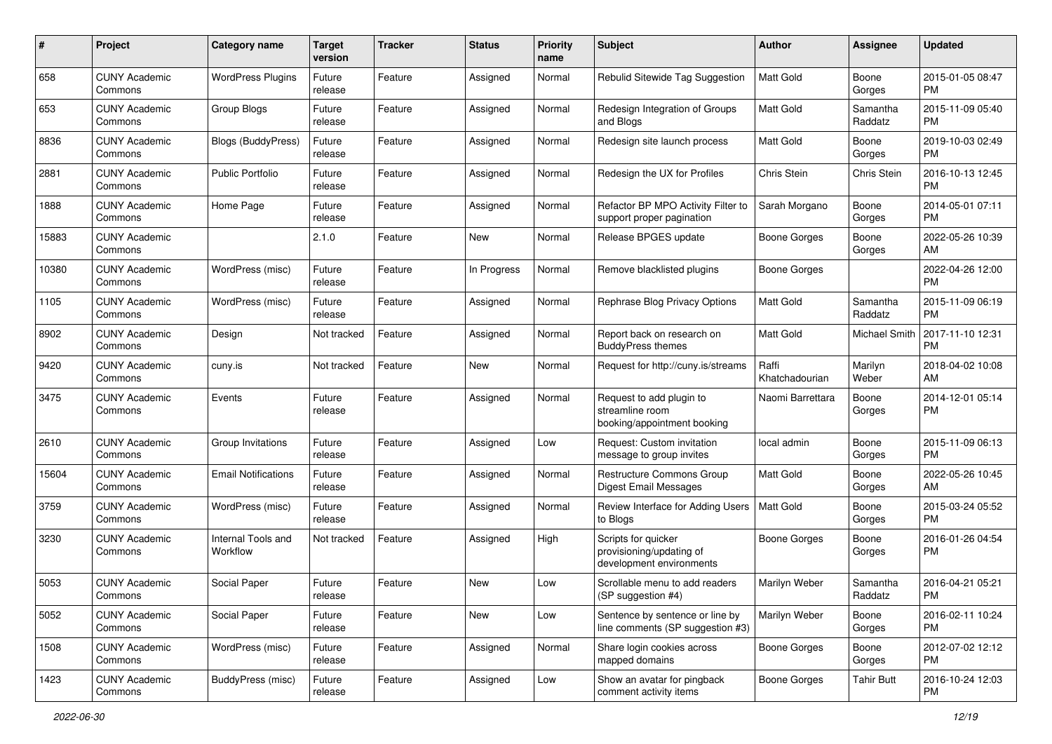| # | Project | Category name | Target version | Tracker | Status | Priority name | Subject | Author | Assignee | Updated |
|---|---|---|---|---|---|---|---|---|---|---|
| 658 | CUNY Academic Commons | WordPress Plugins | Future release | Feature | Assigned | Normal | Rebulid Sitewide Tag Suggestion | Matt Gold | Boone Gorges | 2015-01-05 08:47 PM |
| 653 | CUNY Academic Commons | Group Blogs | Future release | Feature | Assigned | Normal | Redesign Integration of Groups and Blogs | Matt Gold | Samantha Raddatz | 2015-11-09 05:40 PM |
| 8836 | CUNY Academic Commons | Blogs (BuddyPress) | Future release | Feature | Assigned | Normal | Redesign site launch process | Matt Gold | Boone Gorges | 2019-10-03 02:49 PM |
| 2881 | CUNY Academic Commons | Public Portfolio | Future release | Feature | Assigned | Normal | Redesign the UX for Profiles | Chris Stein | Chris Stein | 2016-10-13 12:45 PM |
| 1888 | CUNY Academic Commons | Home Page | Future release | Feature | Assigned | Normal | Refactor BP MPO Activity Filter to support proper pagination | Sarah Morgano | Boone Gorges | 2014-05-01 07:11 PM |
| 15883 | CUNY Academic Commons | | 2.1.0 | Feature | New | Normal | Release BPGES update | Boone Gorges | Boone Gorges | 2022-05-26 10:39 AM |
| 10380 | CUNY Academic Commons | WordPress (misc) | Future release | Feature | In Progress | Normal | Remove blacklisted plugins | Boone Gorges | | 2022-04-26 12:00 PM |
| 1105 | CUNY Academic Commons | WordPress (misc) | Future release | Feature | Assigned | Normal | Rephrase Blog Privacy Options | Matt Gold | Samantha Raddatz | 2015-11-09 06:19 PM |
| 8902 | CUNY Academic Commons | Design | Not tracked | Feature | Assigned | Normal | Report back on research on BuddyPress themes | Matt Gold | Michael Smith | 2017-11-10 12:31 PM |
| 9420 | CUNY Academic Commons | cuny.is | Not tracked | Feature | New | Normal | Request for http://cuny.is/streams | Raffi Khatchadourian | Marilyn Weber | 2018-04-02 10:08 AM |
| 3475 | CUNY Academic Commons | Events | Future release | Feature | Assigned | Normal | Request to add plugin to streamline room booking/appointment booking | Naomi Barrettara | Boone Gorges | 2014-12-01 05:14 PM |
| 2610 | CUNY Academic Commons | Group Invitations | Future release | Feature | Assigned | Low | Request: Custom invitation message to group invites | local admin | Boone Gorges | 2015-11-09 06:13 PM |
| 15604 | CUNY Academic Commons | Email Notifications | Future release | Feature | Assigned | Normal | Restructure Commons Group Digest Email Messages | Matt Gold | Boone Gorges | 2022-05-26 10:45 AM |
| 3759 | CUNY Academic Commons | WordPress (misc) | Future release | Feature | Assigned | Normal | Review Interface for Adding Users to Blogs | Matt Gold | Boone Gorges | 2015-03-24 05:52 PM |
| 3230 | CUNY Academic Commons | Internal Tools and Workflow | Not tracked | Feature | Assigned | High | Scripts for quicker provisioning/updating of development environments | Boone Gorges | Boone Gorges | 2016-01-26 04:54 PM |
| 5053 | CUNY Academic Commons | Social Paper | Future release | Feature | New | Low | Scrollable menu to add readers (SP suggestion #4) | Marilyn Weber | Samantha Raddatz | 2016-04-21 05:21 PM |
| 5052 | CUNY Academic Commons | Social Paper | Future release | Feature | New | Low | Sentence by sentence or line by line comments (SP suggestion #3) | Marilyn Weber | Boone Gorges | 2016-02-11 10:24 PM |
| 1508 | CUNY Academic Commons | WordPress (misc) | Future release | Feature | Assigned | Normal | Share login cookies across mapped domains | Boone Gorges | Boone Gorges | 2012-07-02 12:12 PM |
| 1423 | CUNY Academic Commons | BuddyPress (misc) | Future release | Feature | Assigned | Low | Show an avatar for pingback comment activity items | Boone Gorges | Tahir Butt | 2016-10-24 12:03 PM |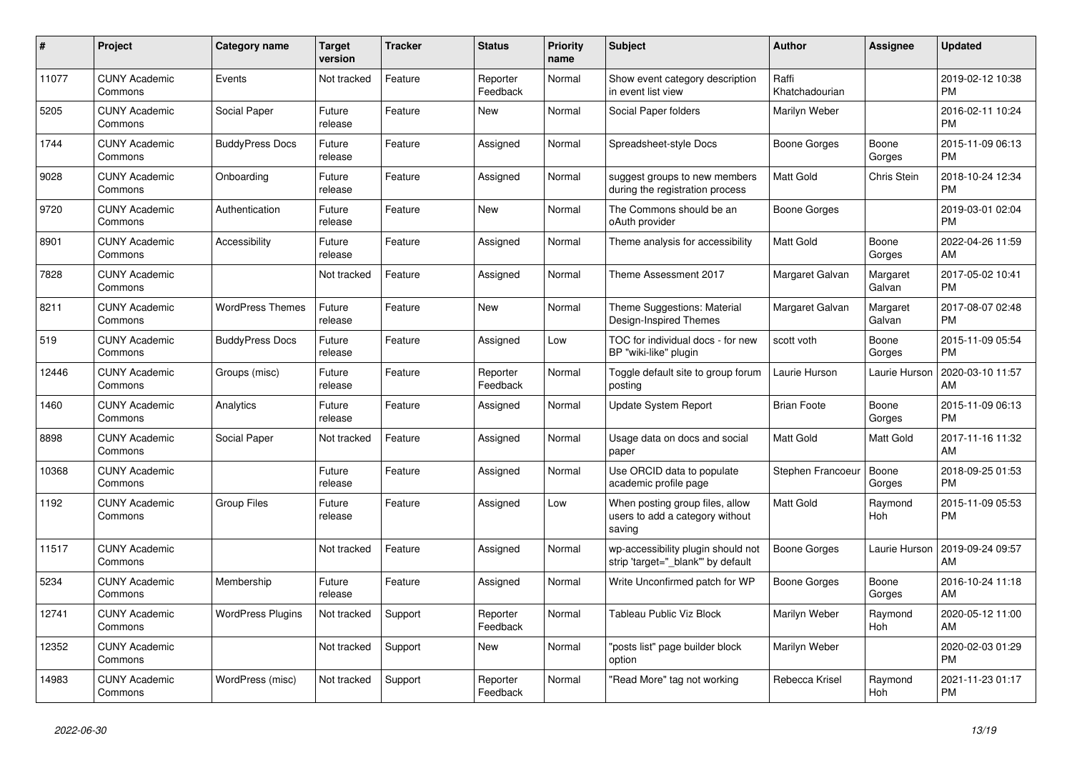| # | Project | Category name | Target version | Tracker | Status | Priority name | Subject | Author | Assignee | Updated |
|---|---|---|---|---|---|---|---|---|---|---|
| 11077 | CUNY Academic Commons | Events | Not tracked | Feature | Reporter Feedback | Normal | Show event category description in event list view | Raffi Khatchadourian | | 2019-02-12 10:38 PM |
| 5205 | CUNY Academic Commons | Social Paper | Future release | Feature | New | Normal | Social Paper folders | Marilyn Weber | | 2016-02-11 10:24 PM |
| 1744 | CUNY Academic Commons | BuddyPress Docs | Future release | Feature | Assigned | Normal | Spreadsheet-style Docs | Boone Gorges | Boone Gorges | 2015-11-09 06:13 PM |
| 9028 | CUNY Academic Commons | Onboarding | Future release | Feature | Assigned | Normal | suggest groups to new members during the registration process | Matt Gold | Chris Stein | 2018-10-24 12:34 PM |
| 9720 | CUNY Academic Commons | Authentication | Future release | Feature | New | Normal | The Commons should be an oAuth provider | Boone Gorges | | 2019-03-01 02:04 PM |
| 8901 | CUNY Academic Commons | Accessibility | Future release | Feature | Assigned | Normal | Theme analysis for accessibility | Matt Gold | Boone Gorges | 2022-04-26 11:59 AM |
| 7828 | CUNY Academic Commons | | Not tracked | Feature | Assigned | Normal | Theme Assessment 2017 | Margaret Galvan | Margaret Galvan | 2017-05-02 10:41 PM |
| 8211 | CUNY Academic Commons | WordPress Themes | Future release | Feature | New | Normal | Theme Suggestions: Material Design-Inspired Themes | Margaret Galvan | Margaret Galvan | 2017-08-07 02:48 PM |
| 519 | CUNY Academic Commons | BuddyPress Docs | Future release | Feature | Assigned | Low | TOC for individual docs - for new BP "wiki-like" plugin | scott voth | Boone Gorges | 2015-11-09 05:54 PM |
| 12446 | CUNY Academic Commons | Groups (misc) | Future release | Feature | Reporter Feedback | Normal | Toggle default site to group forum posting | Laurie Hurson | Laurie Hurson | 2020-03-10 11:57 AM |
| 1460 | CUNY Academic Commons | Analytics | Future release | Feature | Assigned | Normal | Update System Report | Brian Foote | Boone Gorges | 2015-11-09 06:13 PM |
| 8898 | CUNY Academic Commons | Social Paper | Not tracked | Feature | Assigned | Normal | Usage data on docs and social paper | Matt Gold | Matt Gold | 2017-11-16 11:32 AM |
| 10368 | CUNY Academic Commons | | Future release | Feature | Assigned | Normal | Use ORCID data to populate academic profile page | Stephen Francoeur | Boone Gorges | 2018-09-25 01:53 PM |
| 1192 | CUNY Academic Commons | Group Files | Future release | Feature | Assigned | Low | When posting group files, allow users to add a category without saving | Matt Gold | Raymond Hoh | 2015-11-09 05:53 PM |
| 11517 | CUNY Academic Commons | | Not tracked | Feature | Assigned | Normal | wp-accessibility plugin should not strip 'target="_blank"' by default | Boone Gorges | Laurie Hurson | 2019-09-24 09:57 AM |
| 5234 | CUNY Academic Commons | Membership | Future release | Feature | Assigned | Normal | Write Unconfirmed patch for WP | Boone Gorges | Boone Gorges | 2016-10-24 11:18 AM |
| 12741 | CUNY Academic Commons | WordPress Plugins | Not tracked | Support | Reporter Feedback | Normal | Tableau Public Viz Block | Marilyn Weber | Raymond Hoh | 2020-05-12 11:00 AM |
| 12352 | CUNY Academic Commons | | Not tracked | Support | New | Normal | "posts list" page builder block option | Marilyn Weber | | 2020-02-03 01:29 PM |
| 14983 | CUNY Academic Commons | WordPress (misc) | Not tracked | Support | Reporter Feedback | Normal | "Read More" tag not working | Rebecca Krisel | Raymond Hoh | 2021-11-23 01:17 PM |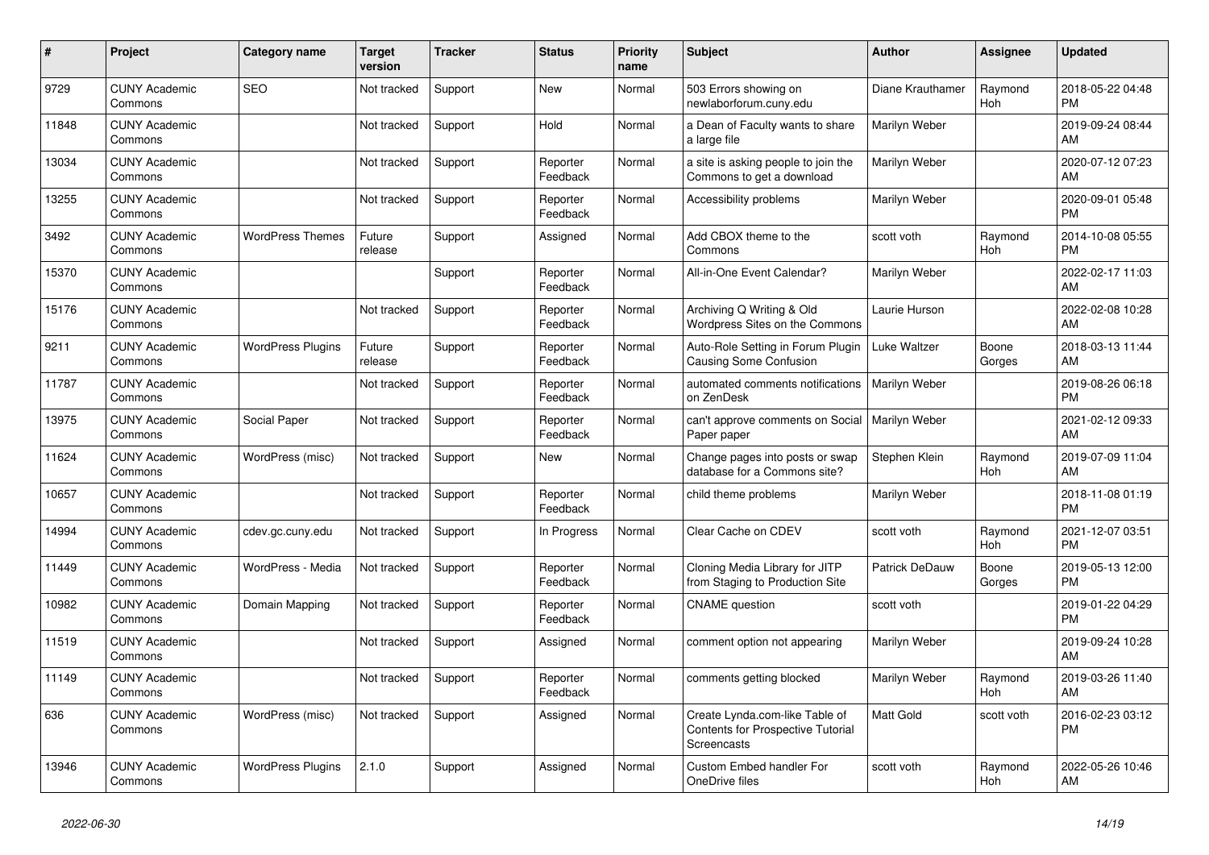| # | Project | Category name | Target version | Tracker | Status | Priority name | Subject | Author | Assignee | Updated |
|---|---|---|---|---|---|---|---|---|---|---|
| 9729 | CUNY Academic Commons | SEO | Not tracked | Support | New | Normal | 503 Errors showing on newlaborforum.cuny.edu | Diane Krauthamer | Raymond Hoh | 2018-05-22 04:48 PM |
| 11848 | CUNY Academic Commons | | Not tracked | Support | Hold | Normal | a Dean of Faculty wants to share a large file | Marilyn Weber | | 2019-09-24 08:44 AM |
| 13034 | CUNY Academic Commons | | Not tracked | Support | Reporter Feedback | Normal | a site is asking people to join the Commons to get a download | Marilyn Weber | | 2020-07-12 07:23 AM |
| 13255 | CUNY Academic Commons | | Not tracked | Support | Reporter Feedback | Normal | Accessibility problems | Marilyn Weber | | 2020-09-01 05:48 PM |
| 3492 | CUNY Academic Commons | WordPress Themes | Future release | Support | Assigned | Normal | Add CBOX theme to the Commons | scott voth | Raymond Hoh | 2014-10-08 05:55 PM |
| 15370 | CUNY Academic Commons | | | Support | Reporter Feedback | Normal | All-in-One Event Calendar? | Marilyn Weber | | 2022-02-17 11:03 AM |
| 15176 | CUNY Academic Commons | | Not tracked | Support | Reporter Feedback | Normal | Archiving Q Writing & Old Wordpress Sites on the Commons | Laurie Hurson | | 2022-02-08 10:28 AM |
| 9211 | CUNY Academic Commons | WordPress Plugins | Future release | Support | Reporter Feedback | Normal | Auto-Role Setting in Forum Plugin Causing Some Confusion | Luke Waltzer | Boone Gorges | 2018-03-13 11:44 AM |
| 11787 | CUNY Academic Commons | | Not tracked | Support | Reporter Feedback | Normal | automated comments notifications on ZenDesk | Marilyn Weber | | 2019-08-26 06:18 PM |
| 13975 | CUNY Academic Commons | Social Paper | Not tracked | Support | Reporter Feedback | Normal | can't approve comments on Social Paper paper | Marilyn Weber | | 2021-02-12 09:33 AM |
| 11624 | CUNY Academic Commons | WordPress (misc) | Not tracked | Support | New | Normal | Change pages into posts or swap database for a Commons site? | Stephen Klein | Raymond Hoh | 2019-07-09 11:04 AM |
| 10657 | CUNY Academic Commons | | Not tracked | Support | Reporter Feedback | Normal | child theme problems | Marilyn Weber | | 2018-11-08 01:19 PM |
| 14994 | CUNY Academic Commons | cdev.gc.cuny.edu | Not tracked | Support | In Progress | Normal | Clear Cache on CDEV | scott voth | Raymond Hoh | 2021-12-07 03:51 PM |
| 11449 | CUNY Academic Commons | WordPress - Media | Not tracked | Support | Reporter Feedback | Normal | Cloning Media Library for JITP from Staging to Production Site | Patrick DeDauw | Boone Gorges | 2019-05-13 12:00 PM |
| 10982 | CUNY Academic Commons | Domain Mapping | Not tracked | Support | Reporter Feedback | Normal | CNAME question | scott voth | | 2019-01-22 04:29 PM |
| 11519 | CUNY Academic Commons | | Not tracked | Support | Assigned | Normal | comment option not appearing | Marilyn Weber | | 2019-09-24 10:28 AM |
| 11149 | CUNY Academic Commons | | Not tracked | Support | Reporter Feedback | Normal | comments getting blocked | Marilyn Weber | Raymond Hoh | 2019-03-26 11:40 AM |
| 636 | CUNY Academic Commons | WordPress (misc) | Not tracked | Support | Assigned | Normal | Create Lynda.com-like Table of Contents for Prospective Tutorial Screencasts | Matt Gold | scott voth | 2016-02-23 03:12 PM |
| 13946 | CUNY Academic Commons | WordPress Plugins | 2.1.0 | Support | Assigned | Normal | Custom Embed handler For OneDrive files | scott voth | Raymond Hoh | 2022-05-26 10:46 AM |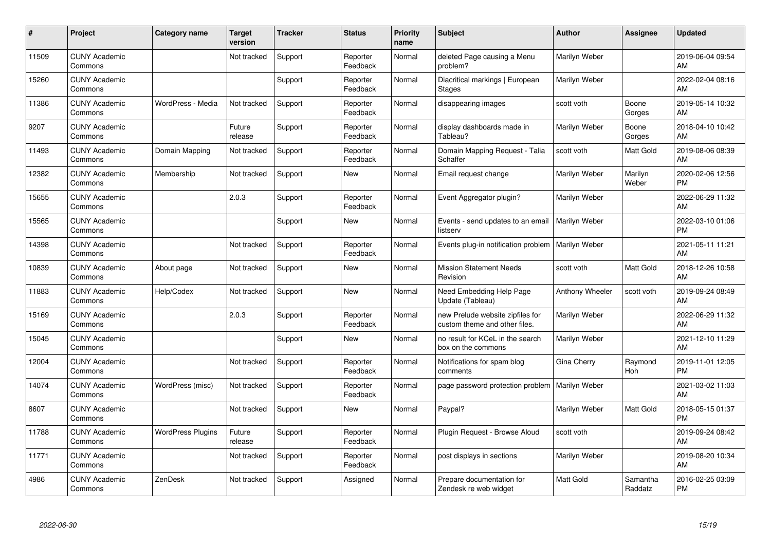| # | Project | Category name | Target version | Tracker | Status | Priority name | Subject | Author | Assignee | Updated |
|---|---|---|---|---|---|---|---|---|---|---|
| 11509 | CUNY Academic Commons | | Not tracked | Support | Reporter Feedback | Normal | deleted Page causing a Menu problem? | Marilyn Weber | | 2019-06-04 09:54 AM |
| 15260 | CUNY Academic Commons | | | Support | Reporter Feedback | Normal | Diacritical markings \| European Stages | Marilyn Weber | | 2022-02-04 08:16 AM |
| 11386 | CUNY Academic Commons | WordPress - Media | Not tracked | Support | Reporter Feedback | Normal | disappearing images | scott voth | Boone Gorges | 2019-05-14 10:32 AM |
| 9207 | CUNY Academic Commons | | Future release | Support | Reporter Feedback | Normal | display dashboards made in Tableau? | Marilyn Weber | Boone Gorges | 2018-04-10 10:42 AM |
| 11493 | CUNY Academic Commons | Domain Mapping | Not tracked | Support | Reporter Feedback | Normal | Domain Mapping Request - Talia Schaffer | scott voth | Matt Gold | 2019-08-06 08:39 AM |
| 12382 | CUNY Academic Commons | Membership | Not tracked | Support | New | Normal | Email request change | Marilyn Weber | Marilyn Weber | 2020-02-06 12:56 PM |
| 15655 | CUNY Academic Commons | | 2.0.3 | Support | Reporter Feedback | Normal | Event Aggregator plugin? | Marilyn Weber | | 2022-06-29 11:32 AM |
| 15565 | CUNY Academic Commons | | | Support | New | Normal | Events - send updates to an email listserv | Marilyn Weber | | 2022-03-10 01:06 PM |
| 14398 | CUNY Academic Commons | | Not tracked | Support | Reporter Feedback | Normal | Events plug-in notification problem | Marilyn Weber | | 2021-05-11 11:21 AM |
| 10839 | CUNY Academic Commons | About page | Not tracked | Support | New | Normal | Mission Statement Needs Revision | scott voth | Matt Gold | 2018-12-26 10:58 AM |
| 11883 | CUNY Academic Commons | Help/Codex | Not tracked | Support | New | Normal | Need Embedding Help Page Update (Tableau) | Anthony Wheeler | scott voth | 2019-09-24 08:49 AM |
| 15169 | CUNY Academic Commons | | 2.0.3 | Support | Reporter Feedback | Normal | new Prelude website zipfiles for custom theme and other files. | Marilyn Weber | | 2022-06-29 11:32 AM |
| 15045 | CUNY Academic Commons | | | Support | New | Normal | no result for KCeL in the search box on the commons | Marilyn Weber | | 2021-12-10 11:29 AM |
| 12004 | CUNY Academic Commons | | Not tracked | Support | Reporter Feedback | Normal | Notifications for spam blog comments | Gina Cherry | Raymond Hoh | 2019-11-01 12:05 PM |
| 14074 | CUNY Academic Commons | WordPress (misc) | Not tracked | Support | Reporter Feedback | Normal | page password protection problem | Marilyn Weber | | 2021-03-02 11:03 AM |
| 8607 | CUNY Academic Commons | | Not tracked | Support | New | Normal | Paypal? | Marilyn Weber | Matt Gold | 2018-05-15 01:37 PM |
| 11788 | CUNY Academic Commons | WordPress Plugins | Future release | Support | Reporter Feedback | Normal | Plugin Request - Browse Aloud | scott voth | | 2019-09-24 08:42 AM |
| 11771 | CUNY Academic Commons | | Not tracked | Support | Reporter Feedback | Normal | post displays in sections | Marilyn Weber | | 2019-08-20 10:34 AM |
| 4986 | CUNY Academic Commons | ZenDesk | Not tracked | Support | Assigned | Normal | Prepare documentation for Zendesk re web widget | Matt Gold | Samantha Raddatz | 2016-02-25 03:09 PM |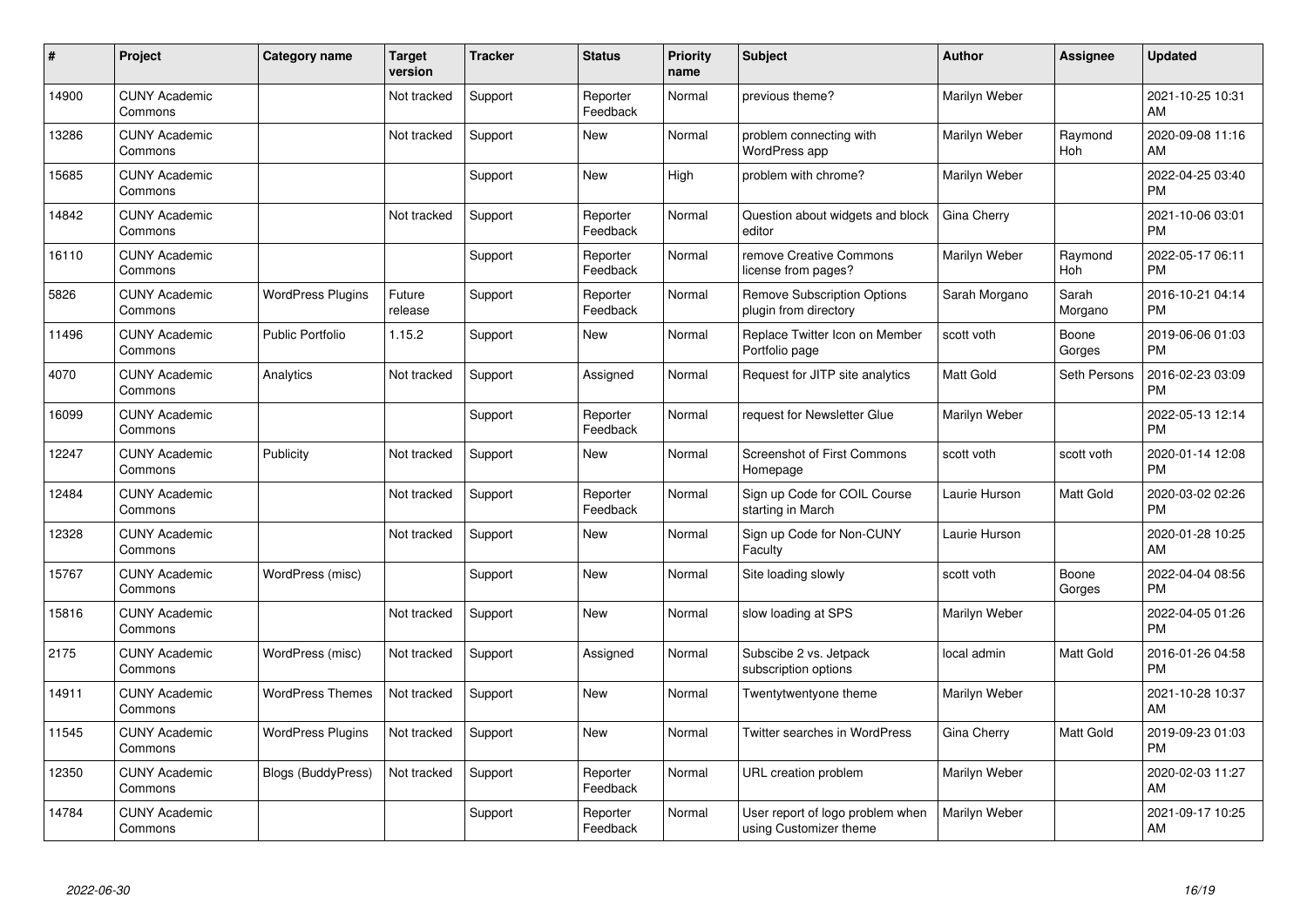| # | Project | Category name | Target version | Tracker | Status | Priority name | Subject | Author | Assignee | Updated |
|---|---|---|---|---|---|---|---|---|---|---|
| 14900 | CUNY Academic Commons | | Not tracked | Support | Reporter Feedback | Normal | previous theme? | Marilyn Weber | | 2021-10-25 10:31 AM |
| 13286 | CUNY Academic Commons | | Not tracked | Support | New | Normal | problem connecting with WordPress app | Marilyn Weber | Raymond Hoh | 2020-09-08 11:16 AM |
| 15685 | CUNY Academic Commons | | | Support | New | High | problem with chrome? | Marilyn Weber | | 2022-04-25 03:40 PM |
| 14842 | CUNY Academic Commons | | Not tracked | Support | Reporter Feedback | Normal | Question about widgets and block editor | Gina Cherry | | 2021-10-06 03:01 PM |
| 16110 | CUNY Academic Commons | | | Support | Reporter Feedback | Normal | remove Creative Commons license from pages? | Marilyn Weber | Raymond Hoh | 2022-05-17 06:11 PM |
| 5826 | CUNY Academic Commons | WordPress Plugins | Future release | Support | Reporter Feedback | Normal | Remove Subscription Options plugin from directory | Sarah Morgano | Sarah Morgano | 2016-10-21 04:14 PM |
| 11496 | CUNY Academic Commons | Public Portfolio | 1.15.2 | Support | New | Normal | Replace Twitter Icon on Member Portfolio page | scott voth | Boone Gorges | 2019-06-06 01:03 PM |
| 4070 | CUNY Academic Commons | Analytics | Not tracked | Support | Assigned | Normal | Request for JITP site analytics | Matt Gold | Seth Persons | 2016-02-23 03:09 PM |
| 16099 | CUNY Academic Commons | | | Support | Reporter Feedback | Normal | request for Newsletter Glue | Marilyn Weber | | 2022-05-13 12:14 PM |
| 12247 | CUNY Academic Commons | Publicity | Not tracked | Support | New | Normal | Screenshot of First Commons Homepage | scott voth | scott voth | 2020-01-14 12:08 PM |
| 12484 | CUNY Academic Commons | | Not tracked | Support | Reporter Feedback | Normal | Sign up Code for COIL Course starting in March | Laurie Hurson | Matt Gold | 2020-03-02 02:26 PM |
| 12328 | CUNY Academic Commons | | Not tracked | Support | New | Normal | Sign up Code for Non-CUNY Faculty | Laurie Hurson | | 2020-01-28 10:25 AM |
| 15767 | CUNY Academic Commons | WordPress (misc) | | Support | New | Normal | Site loading slowly | scott voth | Boone Gorges | 2022-04-04 08:56 PM |
| 15816 | CUNY Academic Commons | | Not tracked | Support | New | Normal | slow loading at SPS | Marilyn Weber | | 2022-04-05 01:26 PM |
| 2175 | CUNY Academic Commons | WordPress (misc) | Not tracked | Support | Assigned | Normal | Subscibe 2 vs. Jetpack subscription options | local admin | Matt Gold | 2016-01-26 04:58 PM |
| 14911 | CUNY Academic Commons | WordPress Themes | Not tracked | Support | New | Normal | Twentytwentyone theme | Marilyn Weber | | 2021-10-28 10:37 AM |
| 11545 | CUNY Academic Commons | WordPress Plugins | Not tracked | Support | New | Normal | Twitter searches in WordPress | Gina Cherry | Matt Gold | 2019-09-23 01:03 PM |
| 12350 | CUNY Academic Commons | Blogs (BuddyPress) | Not tracked | Support | Reporter Feedback | Normal | URL creation problem | Marilyn Weber | | 2020-02-03 11:27 AM |
| 14784 | CUNY Academic Commons | | | Support | Reporter Feedback | Normal | User report of logo problem when using Customizer theme | Marilyn Weber | | 2021-09-17 10:25 AM |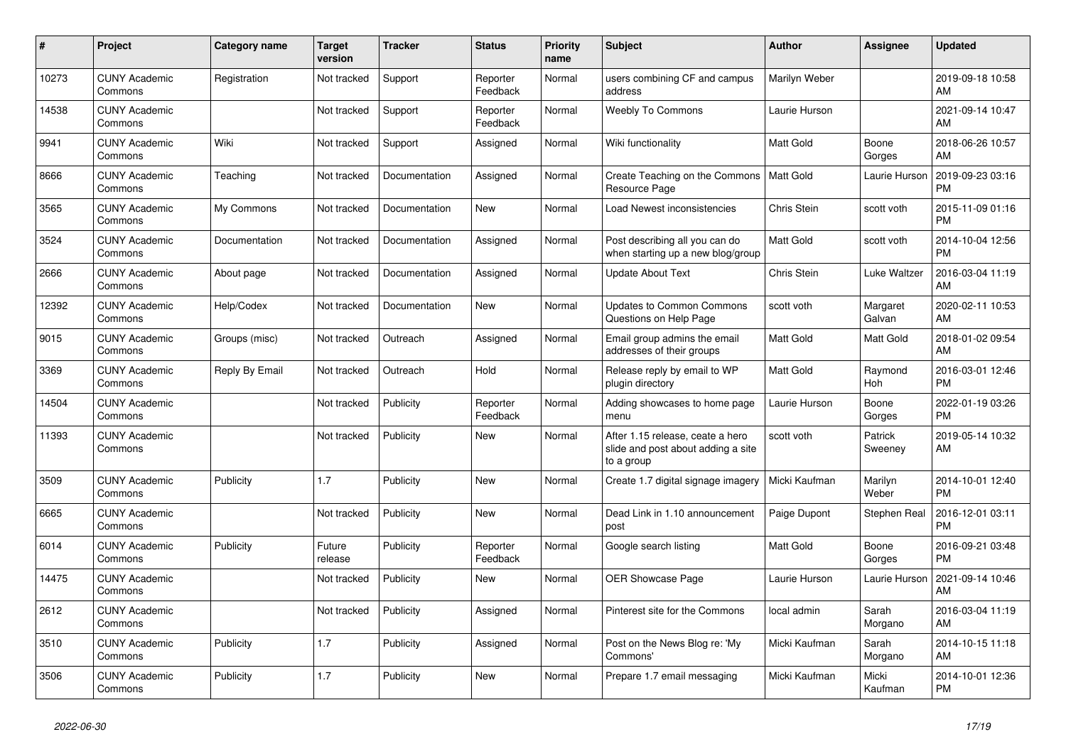| # | Project | Category name | Target version | Tracker | Status | Priority name | Subject | Author | Assignee | Updated |
|---|---|---|---|---|---|---|---|---|---|---|
| 10273 | CUNY Academic Commons | Registration | Not tracked | Support | Reporter Feedback | Normal | users combining CF and campus address | Marilyn Weber | | 2019-09-18 10:58 AM |
| 14538 | CUNY Academic Commons | | Not tracked | Support | Reporter Feedback | Normal | Weebly To Commons | Laurie Hurson | | 2021-09-14 10:47 AM |
| 9941 | CUNY Academic Commons | Wiki | Not tracked | Support | Assigned | Normal | Wiki functionality | Matt Gold | Boone Gorges | 2018-06-26 10:57 AM |
| 8666 | CUNY Academic Commons | Teaching | Not tracked | Documentation | Assigned | Normal | Create Teaching on the Commons Resource Page | Matt Gold | Laurie Hurson | 2019-09-23 03:16 PM |
| 3565 | CUNY Academic Commons | My Commons | Not tracked | Documentation | New | Normal | Load Newest inconsistencies | Chris Stein | scott voth | 2015-11-09 01:16 PM |
| 3524 | CUNY Academic Commons | Documentation | Not tracked | Documentation | Assigned | Normal | Post describing all you can do when starting up a new blog/group | Matt Gold | scott voth | 2014-10-04 12:56 PM |
| 2666 | CUNY Academic Commons | About page | Not tracked | Documentation | Assigned | Normal | Update About Text | Chris Stein | Luke Waltzer | 2016-03-04 11:19 AM |
| 12392 | CUNY Academic Commons | Help/Codex | Not tracked | Documentation | New | Normal | Updates to Common Commons Questions on Help Page | scott voth | Margaret Galvan | 2020-02-11 10:53 AM |
| 9015 | CUNY Academic Commons | Groups (misc) | Not tracked | Outreach | Assigned | Normal | Email group admins the email addresses of their groups | Matt Gold | Matt Gold | 2018-01-02 09:54 AM |
| 3369 | CUNY Academic Commons | Reply By Email | Not tracked | Outreach | Hold | Normal | Release reply by email to WP plugin directory | Matt Gold | Raymond Hoh | 2016-03-01 12:46 PM |
| 14504 | CUNY Academic Commons | | Not tracked | Publicity | Reporter Feedback | Normal | Adding showcases to home page menu | Laurie Hurson | Boone Gorges | 2022-01-19 03:26 PM |
| 11393 | CUNY Academic Commons | | Not tracked | Publicity | New | Normal | After 1.15 release, ceate a hero slide and post about adding a site to a group | scott voth | Patrick Sweeney | 2019-05-14 10:32 AM |
| 3509 | CUNY Academic Commons | Publicity | 1.7 | Publicity | New | Normal | Create 1.7 digital signage imagery | Micki Kaufman | Marilyn Weber | 2014-10-01 12:40 PM |
| 6665 | CUNY Academic Commons | | Not tracked | Publicity | New | Normal | Dead Link in 1.10 announcement post | Paige Dupont | Stephen Real | 2016-12-01 03:11 PM |
| 6014 | CUNY Academic Commons | Publicity | Future release | Publicity | Reporter Feedback | Normal | Google search listing | Matt Gold | Boone Gorges | 2016-09-21 03:48 PM |
| 14475 | CUNY Academic Commons | | Not tracked | Publicity | New | Normal | OER Showcase Page | Laurie Hurson | Laurie Hurson | 2021-09-14 10:46 AM |
| 2612 | CUNY Academic Commons | | Not tracked | Publicity | Assigned | Normal | Pinterest site for the Commons | local admin | Sarah Morgano | 2016-03-04 11:19 AM |
| 3510 | CUNY Academic Commons | Publicity | 1.7 | Publicity | Assigned | Normal | Post on the News Blog re: 'My Commons' | Micki Kaufman | Sarah Morgano | 2014-10-15 11:18 AM |
| 3506 | CUNY Academic Commons | Publicity | 1.7 | Publicity | New | Normal | Prepare 1.7 email messaging | Micki Kaufman | Micki Kaufman | 2014-10-01 12:36 PM |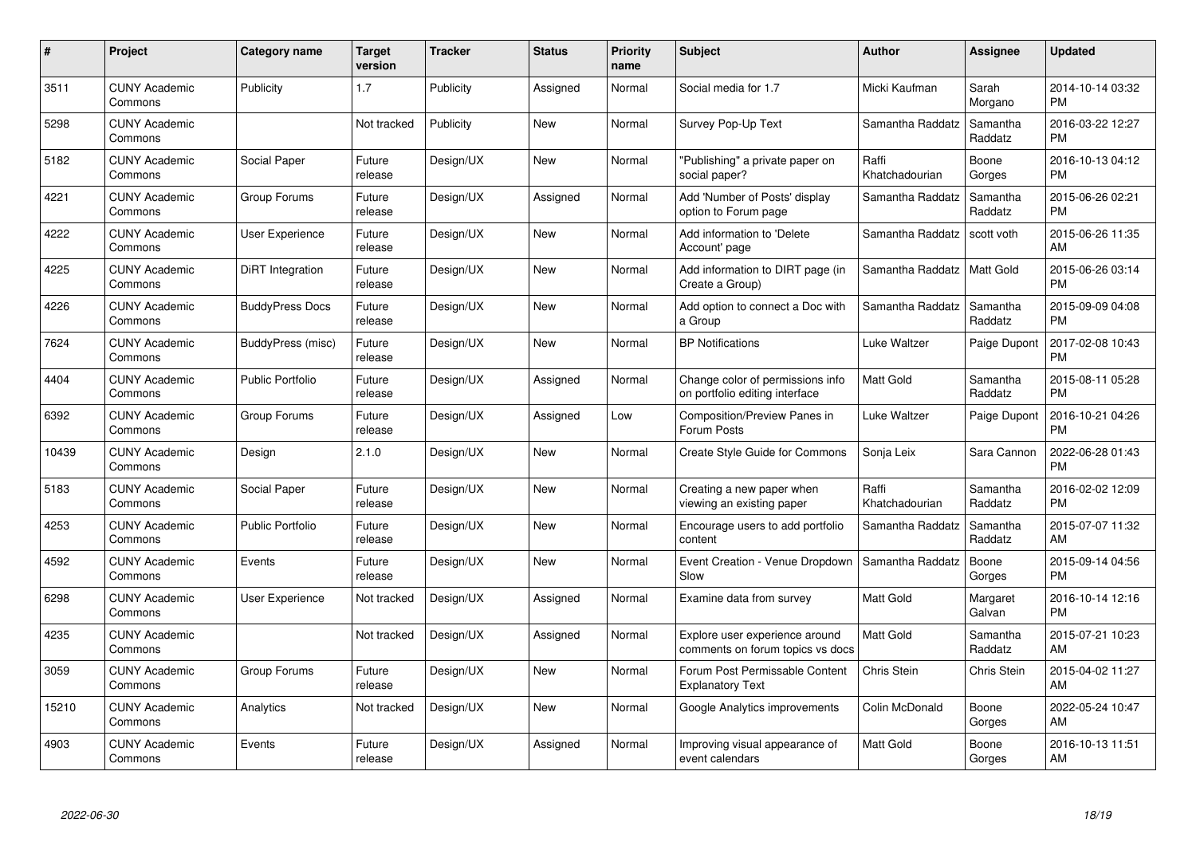| # | Project | Category name | Target version | Tracker | Status | Priority name | Subject | Author | Assignee | Updated |
|---|---|---|---|---|---|---|---|---|---|---|
| 3511 | CUNY Academic Commons | Publicity | 1.7 | Publicity | Assigned | Normal | Social media for 1.7 | Micki Kaufman | Sarah Morgano | 2014-10-14 03:32 PM |
| 5298 | CUNY Academic Commons | | Not tracked | Publicity | New | Normal | Survey Pop-Up Text | Samantha Raddatz | Samantha Raddatz | 2016-03-22 12:27 PM |
| 5182 | CUNY Academic Commons | Social Paper | Future release | Design/UX | New | Normal | "Publishing" a private paper on social paper? | Raffi Khatchadourian | Boone Gorges | 2016-10-13 04:12 PM |
| 4221 | CUNY Academic Commons | Group Forums | Future release | Design/UX | Assigned | Normal | Add 'Number of Posts' display option to Forum page | Samantha Raddatz | Samantha Raddatz | 2015-06-26 02:21 PM |
| 4222 | CUNY Academic Commons | User Experience | Future release | Design/UX | New | Normal | Add information to 'Delete Account' page | Samantha Raddatz | scott voth | 2015-06-26 11:35 AM |
| 4225 | CUNY Academic Commons | DiRT Integration | Future release | Design/UX | New | Normal | Add information to DIRT page (in Create a Group) | Samantha Raddatz | Matt Gold | 2015-06-26 03:14 PM |
| 4226 | CUNY Academic Commons | BuddyPress Docs | Future release | Design/UX | New | Normal | Add option to connect a Doc with a Group | Samantha Raddatz | Samantha Raddatz | 2015-09-09 04:08 PM |
| 7624 | CUNY Academic Commons | BuddyPress (misc) | Future release | Design/UX | New | Normal | BP Notifications | Luke Waltzer | Paige Dupont | 2017-02-08 10:43 PM |
| 4404 | CUNY Academic Commons | Public Portfolio | Future release | Design/UX | Assigned | Normal | Change color of permissions info on portfolio editing interface | Matt Gold | Samantha Raddatz | 2015-08-11 05:28 PM |
| 6392 | CUNY Academic Commons | Group Forums | Future release | Design/UX | Assigned | Low | Composition/Preview Panes in Forum Posts | Luke Waltzer | Paige Dupont | 2016-10-21 04:26 PM |
| 10439 | CUNY Academic Commons | Design | 2.1.0 | Design/UX | New | Normal | Create Style Guide for Commons | Sonja Leix | Sara Cannon | 2022-06-28 01:43 PM |
| 5183 | CUNY Academic Commons | Social Paper | Future release | Design/UX | New | Normal | Creating a new paper when viewing an existing paper | Raffi Khatchadourian | Samantha Raddatz | 2016-02-02 12:09 PM |
| 4253 | CUNY Academic Commons | Public Portfolio | Future release | Design/UX | New | Normal | Encourage users to add portfolio content | Samantha Raddatz | Samantha Raddatz | 2015-07-07 11:32 AM |
| 4592 | CUNY Academic Commons | Events | Future release | Design/UX | New | Normal | Event Creation - Venue Dropdown Slow | Samantha Raddatz | Boone Gorges | 2015-09-14 04:56 PM |
| 6298 | CUNY Academic Commons | User Experience | Not tracked | Design/UX | Assigned | Normal | Examine data from survey | Matt Gold | Margaret Galvan | 2016-10-14 12:16 PM |
| 4235 | CUNY Academic Commons | | Not tracked | Design/UX | Assigned | Normal | Explore user experience around comments on forum topics vs docs | Matt Gold | Samantha Raddatz | 2015-07-21 10:23 AM |
| 3059 | CUNY Academic Commons | Group Forums | Future release | Design/UX | New | Normal | Forum Post Permissable Content Explanatory Text | Chris Stein | Chris Stein | 2015-04-02 11:27 AM |
| 15210 | CUNY Academic Commons | Analytics | Not tracked | Design/UX | New | Normal | Google Analytics improvements | Colin McDonald | Boone Gorges | 2022-05-24 10:47 AM |
| 4903 | CUNY Academic Commons | Events | Future release | Design/UX | Assigned | Normal | Improving visual appearance of event calendars | Matt Gold | Boone Gorges | 2016-10-13 11:51 AM |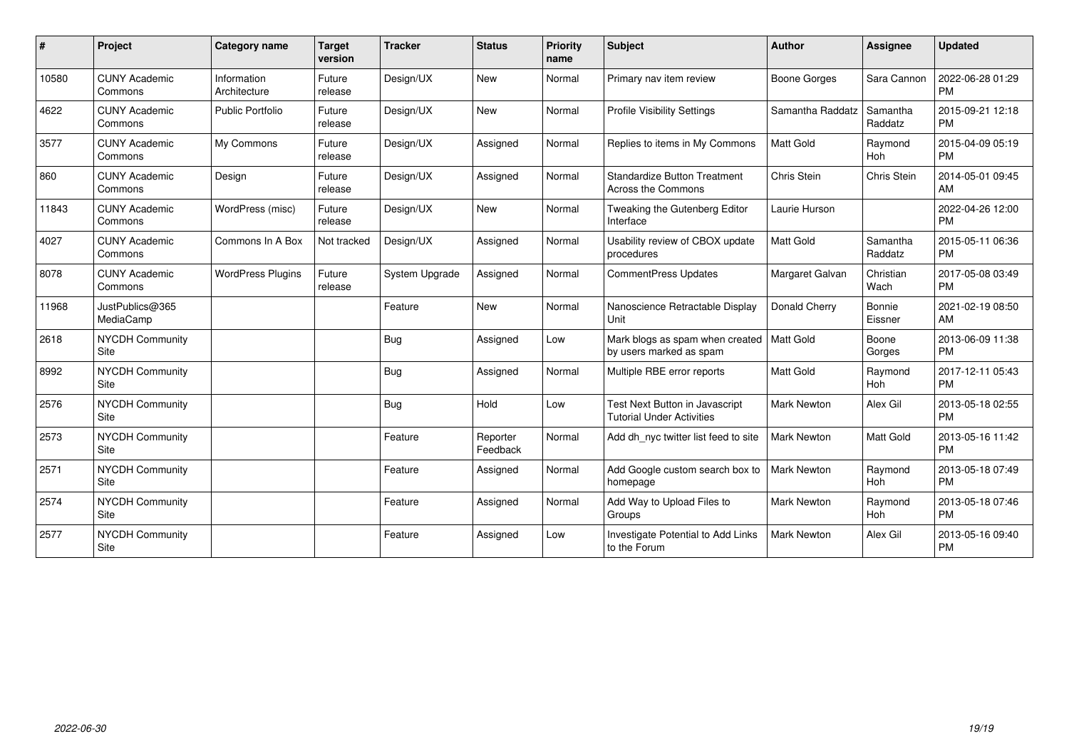| # | Project | Category name | Target version | Tracker | Status | Priority name | Subject | Author | Assignee | Updated |
|---|---|---|---|---|---|---|---|---|---|---|
| 10580 | CUNY Academic Commons | Information Architecture | Future release | Design/UX | New | Normal | Primary nav item review | Boone Gorges | Sara Cannon | 2022-06-28 01:29 PM |
| 4622 | CUNY Academic Commons | Public Portfolio | Future release | Design/UX | New | Normal | Profile Visibility Settings | Samantha Raddatz | Samantha Raddatz | 2015-09-21 12:18 PM |
| 3577 | CUNY Academic Commons | My Commons | Future release | Design/UX | Assigned | Normal | Replies to items in My Commons | Matt Gold | Raymond Hoh | 2015-04-09 05:19 PM |
| 860 | CUNY Academic Commons | Design | Future release | Design/UX | Assigned | Normal | Standardize Button Treatment Across the Commons | Chris Stein | Chris Stein | 2014-05-01 09:45 AM |
| 11843 | CUNY Academic Commons | WordPress (misc) | Future release | Design/UX | New | Normal | Tweaking the Gutenberg Editor Interface | Laurie Hurson | | 2022-04-26 12:00 PM |
| 4027 | CUNY Academic Commons | Commons In A Box | Not tracked | Design/UX | Assigned | Normal | Usability review of CBOX update procedures | Matt Gold | Samantha Raddatz | 2015-05-11 06:36 PM |
| 8078 | CUNY Academic Commons | WordPress Plugins | Future release | System Upgrade | Assigned | Normal | CommentPress Updates | Margaret Galvan | Christian Wach | 2017-05-08 03:49 PM |
| 11968 | JustPublics@365 MediaCamp | | | Feature | New | Normal | Nanoscience Retractable Display Unit | Donald Cherry | Bonnie Eissner | 2021-02-19 08:50 AM |
| 2618 | NYCDH Community Site | | | Bug | Assigned | Low | Mark blogs as spam when created by users marked as spam | Matt Gold | Boone Gorges | 2013-06-09 11:38 PM |
| 8992 | NYCDH Community Site | | | Bug | Assigned | Normal | Multiple RBE error reports | Matt Gold | Raymond Hoh | 2017-12-11 05:43 PM |
| 2576 | NYCDH Community Site | | | Bug | Hold | Low | Test Next Button in Javascript Tutorial Under Activities | Mark Newton | Alex Gil | 2013-05-18 02:55 PM |
| 2573 | NYCDH Community Site | | | Feature | Reporter Feedback | Normal | Add dh_nyc twitter list feed to site | Mark Newton | Matt Gold | 2013-05-16 11:42 PM |
| 2571 | NYCDH Community Site | | | Feature | Assigned | Normal | Add Google custom search box to homepage | Mark Newton | Raymond Hoh | 2013-05-18 07:49 PM |
| 2574 | NYCDH Community Site | | | Feature | Assigned | Normal | Add Way to Upload Files to Groups | Mark Newton | Raymond Hoh | 2013-05-18 07:46 PM |
| 2577 | NYCDH Community Site | | | Feature | Assigned | Low | Investigate Potential to Add Links to the Forum | Mark Newton | Alex Gil | 2013-05-16 09:40 PM |